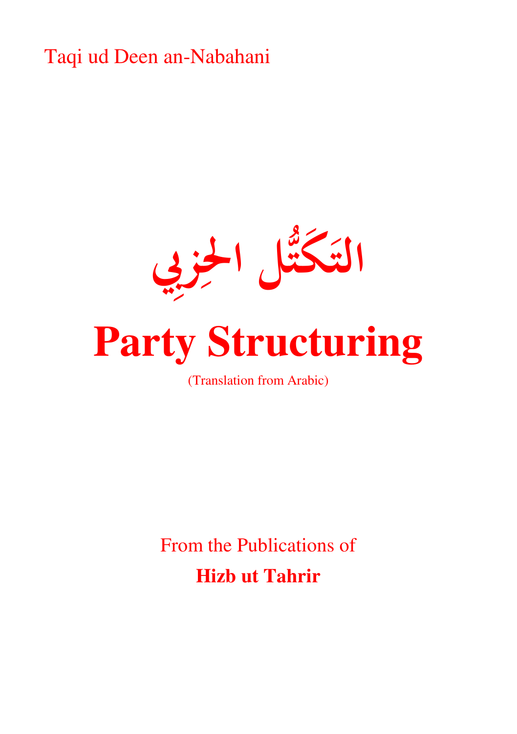Taqi ud Deen an-Nabahani

# التَكَتُّل الحِزبِي

# Party Structuring

(Translation from Arabic)

From the Publications of

**Hizb ut Tahrir**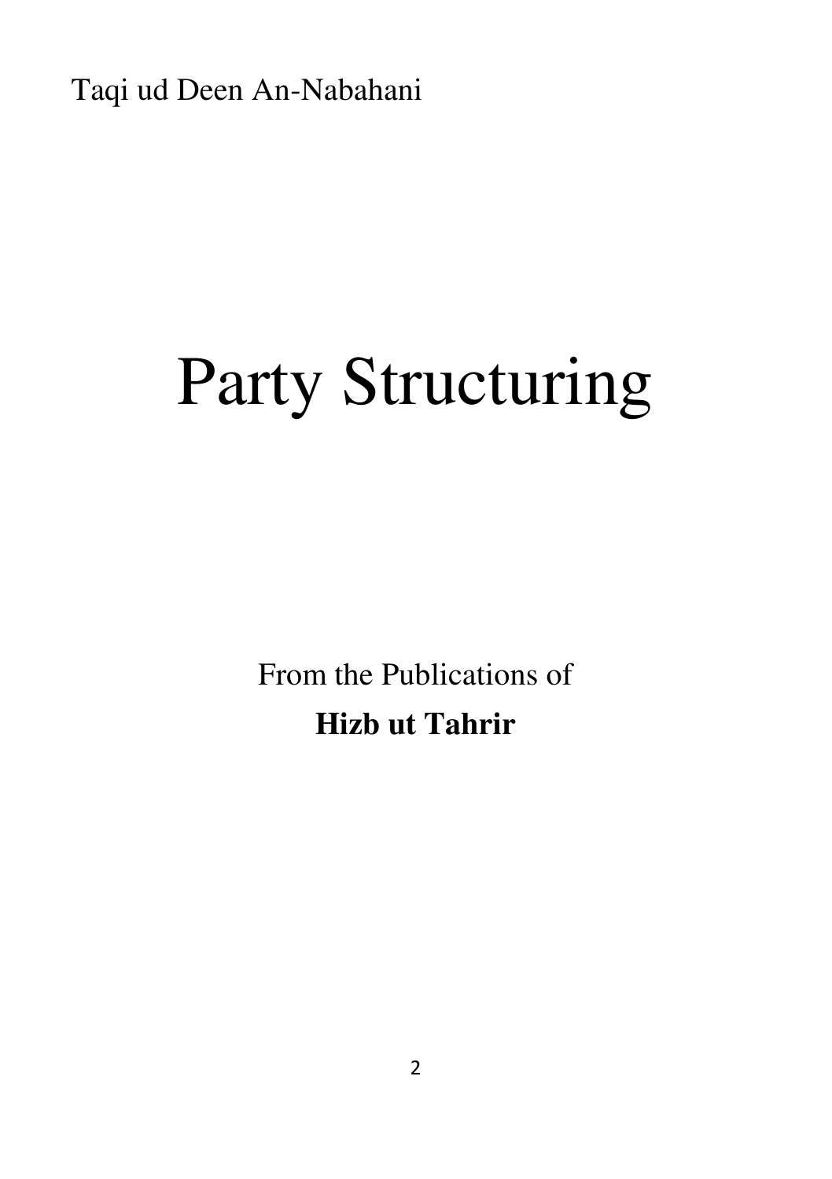Taqi ud Deen An-Nabahani

# Party Structuring

From the Publications of

**Hizb ut Tahrir**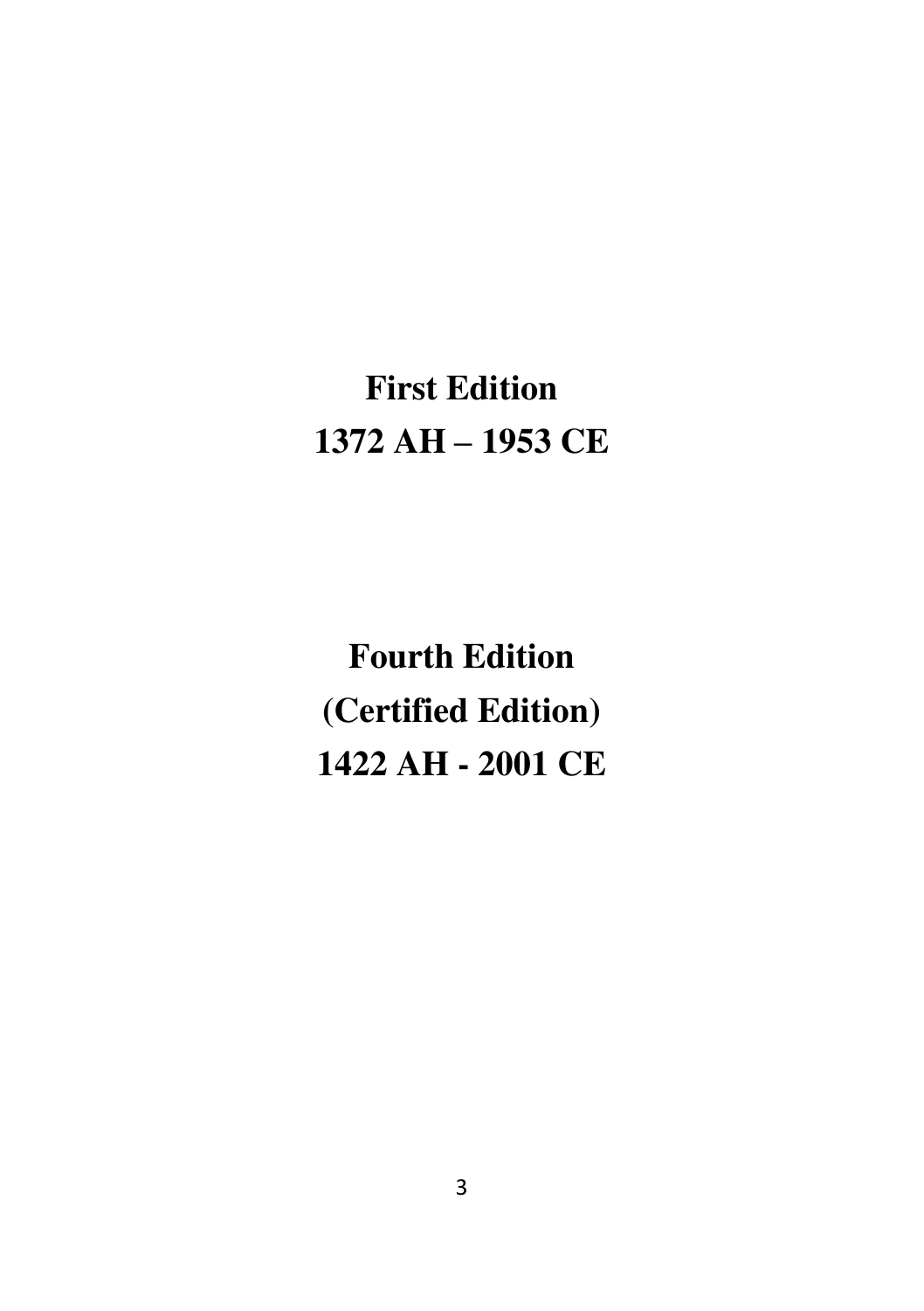**First Edition**
**1372 AH – 1953 CE**

**Fourth Edition**
**(Certified Edition)**
**1422 AH - 2001 CE**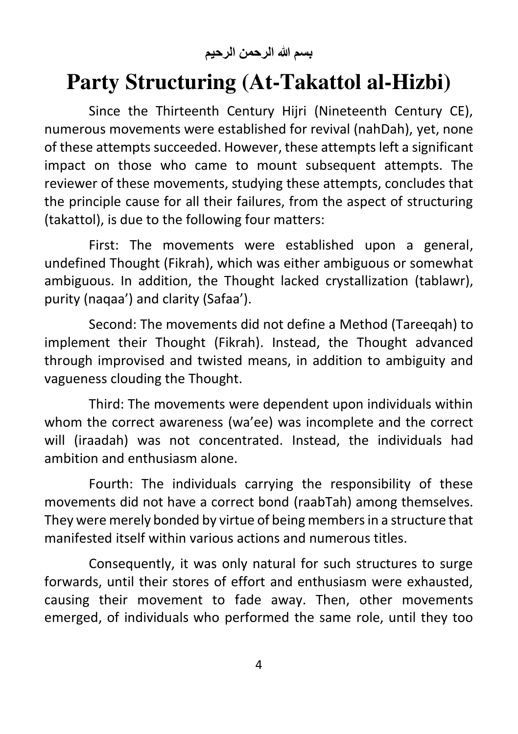بسم الله الرحمن الرحيم

# Party Structuring (At-Takattol al-Hizbi)

Since the Thirteenth Century Hijri (Nineteenth Century CE), numerous movements were established for revival (nahDah), yet, none of these attempts succeeded. However, these attempts left a significant impact on those who came to mount subsequent attempts. The reviewer of these movements, studying these attempts, concludes that the principle cause for all their failures, from the aspect of structuring (takattol), is due to the following four matters:

First: The movements were established upon a general, undefined Thought (Fikrah), which was either ambiguous or somewhat ambiguous. In addition, the Thought lacked crystallization (tablawr), purity (naqaa') and clarity (Safaa').

Second: The movements did not define a Method (Tareeqah) to implement their Thought (Fikrah). Instead, the Thought advanced through improvised and twisted means, in addition to ambiguity and vagueness clouding the Thought.

Third: The movements were dependent upon individuals within whom the correct awareness (wa'ee) was incomplete and the correct will (iraadah) was not concentrated. Instead, the individuals had ambition and enthusiasm alone.

Fourth: The individuals carrying the responsibility of these movements did not have a correct bond (raabTah) among themselves. They were merely bonded by virtue of being members in a structure that manifested itself within various actions and numerous titles.

Consequently, it was only natural for such structures to surge forwards, until their stores of effort and enthusiasm were exhausted, causing their movement to fade away. Then, other movements emerged, of individuals who performed the same role, until they too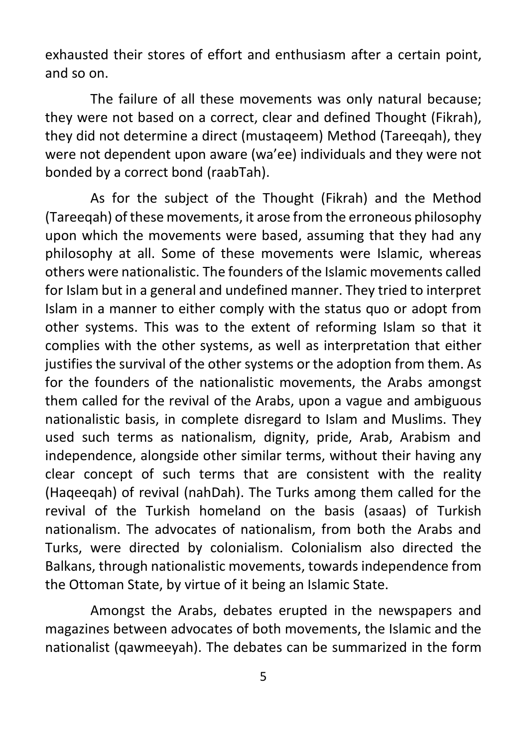exhausted their stores of effort and enthusiasm after a certain point, and so on.

The failure of all these movements was only natural because; they were not based on a correct, clear and defined Thought (Fikrah), they did not determine a direct (mustaqeem) Method (Tareeqah), they were not dependent upon aware (wa'ee) individuals and they were not bonded by a correct bond (raabTah).

As for the subject of the Thought (Fikrah) and the Method (Tareeqah) of these movements, it arose from the erroneous philosophy upon which the movements were based, assuming that they had any philosophy at all. Some of these movements were Islamic, whereas others were nationalistic. The founders of the Islamic movements called for Islam but in a general and undefined manner. They tried to interpret Islam in a manner to either comply with the status quo or adopt from other systems. This was to the extent of reforming Islam so that it complies with the other systems, as well as interpretation that either justifies the survival of the other systems or the adoption from them. As for the founders of the nationalistic movements, the Arabs amongst them called for the revival of the Arabs, upon a vague and ambiguous nationalistic basis, in complete disregard to Islam and Muslims. They used such terms as nationalism, dignity, pride, Arab, Arabism and independence, alongside other similar terms, without their having any clear concept of such terms that are consistent with the reality (Haqeeqah) of revival (nahDah). The Turks among them called for the revival of the Turkish homeland on the basis (asaas) of Turkish nationalism. The advocates of nationalism, from both the Arabs and Turks, were directed by colonialism. Colonialism also directed the Balkans, through nationalistic movements, towards independence from the Ottoman State, by virtue of it being an Islamic State.

Amongst the Arabs, debates erupted in the newspapers and magazines between advocates of both movements, the Islamic and the nationalist (qawmeeyah). The debates can be summarized in the form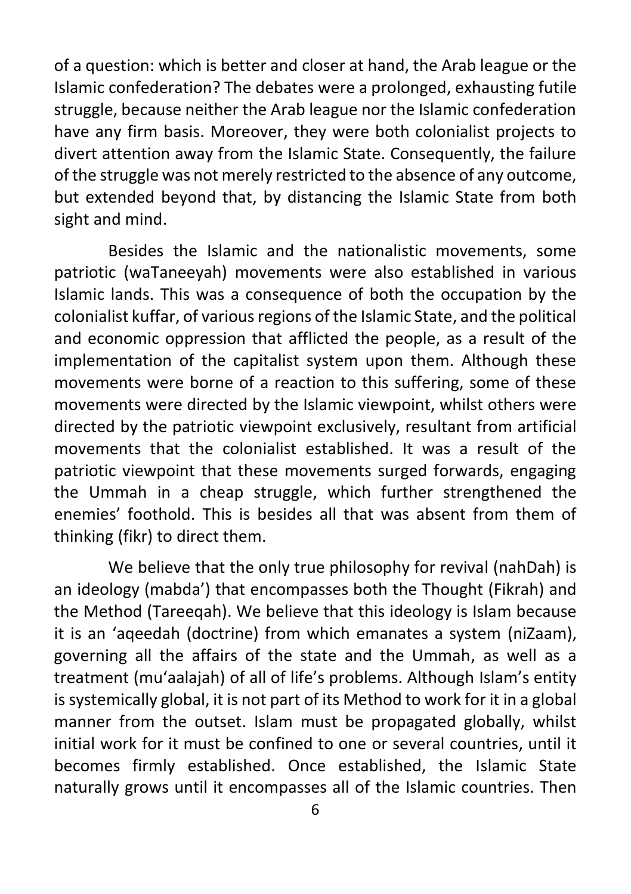of a question: which is better and closer at hand, the Arab league or the Islamic confederation? The debates were a prolonged, exhausting futile struggle, because neither the Arab league nor the Islamic confederation have any firm basis. Moreover, they were both colonialist projects to divert attention away from the Islamic State. Consequently, the failure of the struggle was not merely restricted to the absence of any outcome, but extended beyond that, by distancing the Islamic State from both sight and mind.

Besides the Islamic and the nationalistic movements, some patriotic (waTaneeyah) movements were also established in various Islamic lands. This was a consequence of both the occupation by the colonialist kuffar, of various regions of the Islamic State, and the political and economic oppression that afflicted the people, as a result of the implementation of the capitalist system upon them. Although these movements were borne of a reaction to this suffering, some of these movements were directed by the Islamic viewpoint, whilst others were directed by the patriotic viewpoint exclusively, resultant from artificial movements that the colonialist established. It was a result of the patriotic viewpoint that these movements surged forwards, engaging the Ummah in a cheap struggle, which further strengthened the enemies' foothold. This is besides all that was absent from them of thinking (fikr) to direct them.

We believe that the only true philosophy for revival (nahDah) is an ideology (mabda') that encompasses both the Thought (Fikrah) and the Method (Tareeqah). We believe that this ideology is Islam because it is an 'aqeedah (doctrine) from which emanates a system (niZaam), governing all the affairs of the state and the Ummah, as well as a treatment (mu'aalajah) of all of life's problems. Although Islam's entity is systemically global, it is not part of its Method to work for it in a global manner from the outset. Islam must be propagated globally, whilst initial work for it must be confined to one or several countries, until it becomes firmly established. Once established, the Islamic State naturally grows until it encompasses all of the Islamic countries. Then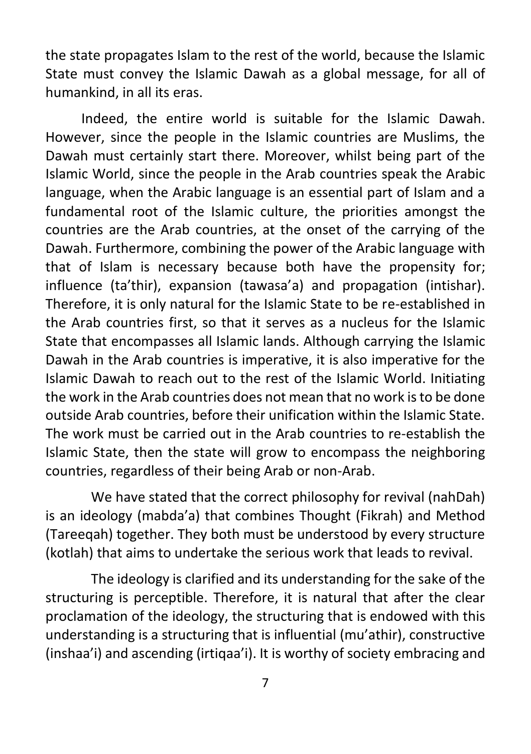the state propagates Islam to the rest of the world, because the Islamic State must convey the Islamic Dawah as a global message, for all of humankind, in all its eras.

Indeed, the entire world is suitable for the Islamic Dawah. However, since the people in the Islamic countries are Muslims, the Dawah must certainly start there. Moreover, whilst being part of the Islamic World, since the people in the Arab countries speak the Arabic language, when the Arabic language is an essential part of Islam and a fundamental root of the Islamic culture, the priorities amongst the countries are the Arab countries, at the onset of the carrying of the Dawah. Furthermore, combining the power of the Arabic language with that of Islam is necessary because both have the propensity for; influence (ta'thir), expansion (tawasa'a) and propagation (intishar). Therefore, it is only natural for the Islamic State to be re-established in the Arab countries first, so that it serves as a nucleus for the Islamic State that encompasses all Islamic lands. Although carrying the Islamic Dawah in the Arab countries is imperative, it is also imperative for the Islamic Dawah to reach out to the rest of the Islamic World. Initiating the work in the Arab countries does not mean that no work is to be done outside Arab countries, before their unification within the Islamic State. The work must be carried out in the Arab countries to re-establish the Islamic State, then the state will grow to encompass the neighboring countries, regardless of their being Arab or non-Arab.

We have stated that the correct philosophy for revival (nahDah) is an ideology (mabda'a) that combines Thought (Fikrah) and Method (Tareeqah) together. They both must be understood by every structure (kotlah) that aims to undertake the serious work that leads to revival.

The ideology is clarified and its understanding for the sake of the structuring is perceptible. Therefore, it is natural that after the clear proclamation of the ideology, the structuring that is endowed with this understanding is a structuring that is influential (mu'athir), constructive (inshaa'i) and ascending (irtiqaa'i). It is worthy of society embracing and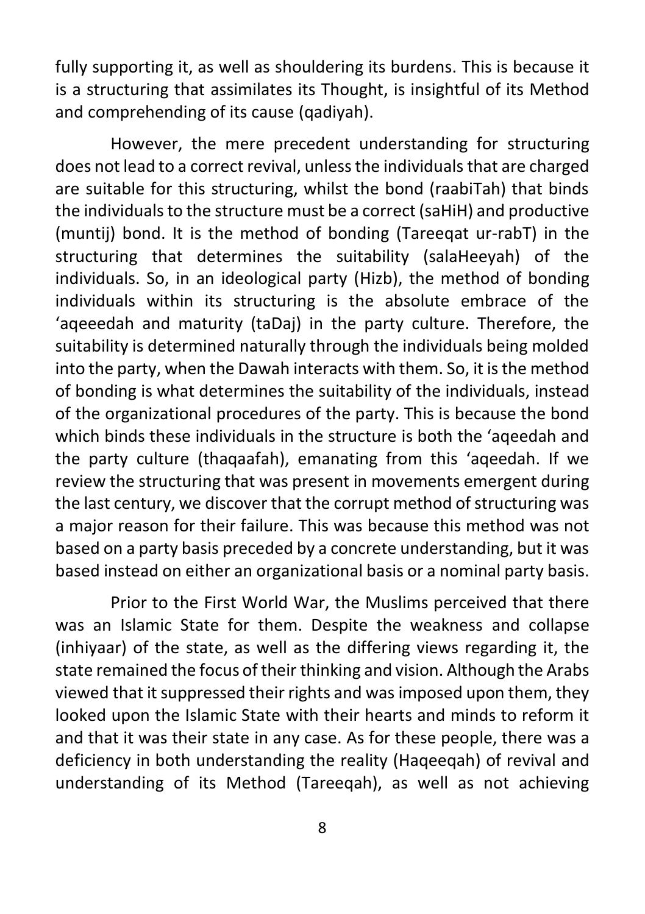fully supporting it, as well as shouldering its burdens. This is because it is a structuring that assimilates its Thought, is insightful of its Method and comprehending of its cause (qadiyah).

However, the mere precedent understanding for structuring does not lead to a correct revival, unless the individuals that are charged are suitable for this structuring, whilst the bond (raabiTah) that binds the individuals to the structure must be a correct (saHiH) and productive (muntij) bond. It is the method of bonding (Tareeqat ur-rabT) in the structuring that determines the suitability (salaHeeyah) of the individuals. So, in an ideological party (Hizb), the method of bonding individuals within its structuring is the absolute embrace of the 'aqeeedah and maturity (taDaj) in the party culture. Therefore, the suitability is determined naturally through the individuals being molded into the party, when the Dawah interacts with them. So, it is the method of bonding is what determines the suitability of the individuals, instead of the organizational procedures of the party. This is because the bond which binds these individuals in the structure is both the 'aqeedah and the party culture (thaqaafah), emanating from this 'aqeedah. If we review the structuring that was present in movements emergent during the last century, we discover that the corrupt method of structuring was a major reason for their failure. This was because this method was not based on a party basis preceded by a concrete understanding, but it was based instead on either an organizational basis or a nominal party basis.

Prior to the First World War, the Muslims perceived that there was an Islamic State for them. Despite the weakness and collapse (inhiyaar) of the state, as well as the differing views regarding it, the state remained the focus of their thinking and vision. Although the Arabs viewed that it suppressed their rights and was imposed upon them, they looked upon the Islamic State with their hearts and minds to reform it and that it was their state in any case. As for these people, there was a deficiency in both understanding the reality (Haqeeqah) of revival and understanding of its Method (Tareeqah), as well as not achieving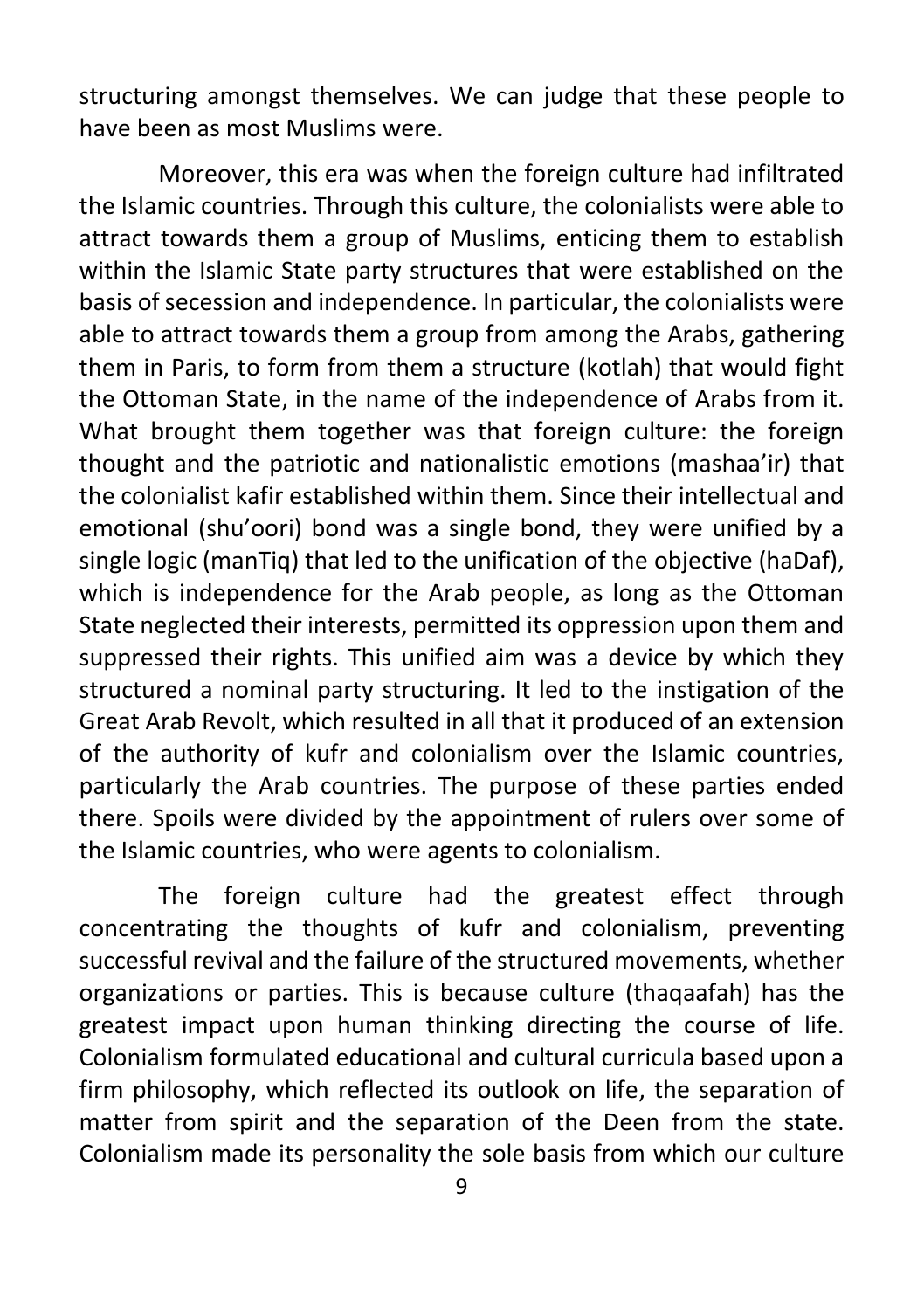structuring amongst themselves. We can judge that these people to have been as most Muslims were.

Moreover, this era was when the foreign culture had infiltrated the Islamic countries. Through this culture, the colonialists were able to attract towards them a group of Muslims, enticing them to establish within the Islamic State party structures that were established on the basis of secession and independence. In particular, the colonialists were able to attract towards them a group from among the Arabs, gathering them in Paris, to form from them a structure (kotlah) that would fight the Ottoman State, in the name of the independence of Arabs from it. What brought them together was that foreign culture: the foreign thought and the patriotic and nationalistic emotions (mashaa'ir) that the colonialist kafir established within them. Since their intellectual and emotional (shu'oori) bond was a single bond, they were unified by a single logic (manTiq) that led to the unification of the objective (haDaf), which is independence for the Arab people, as long as the Ottoman State neglected their interests, permitted its oppression upon them and suppressed their rights. This unified aim was a device by which they structured a nominal party structuring. It led to the instigation of the Great Arab Revolt, which resulted in all that it produced of an extension of the authority of kufr and colonialism over the Islamic countries, particularly the Arab countries. The purpose of these parties ended there. Spoils were divided by the appointment of rulers over some of the Islamic countries, who were agents to colonialism.

The foreign culture had the greatest effect through concentrating the thoughts of kufr and colonialism, preventing successful revival and the failure of the structured movements, whether organizations or parties. This is because culture (thaqaafah) has the greatest impact upon human thinking directing the course of life. Colonialism formulated educational and cultural curricula based upon a firm philosophy, which reflected its outlook on life, the separation of matter from spirit and the separation of the Deen from the state. Colonialism made its personality the sole basis from which our culture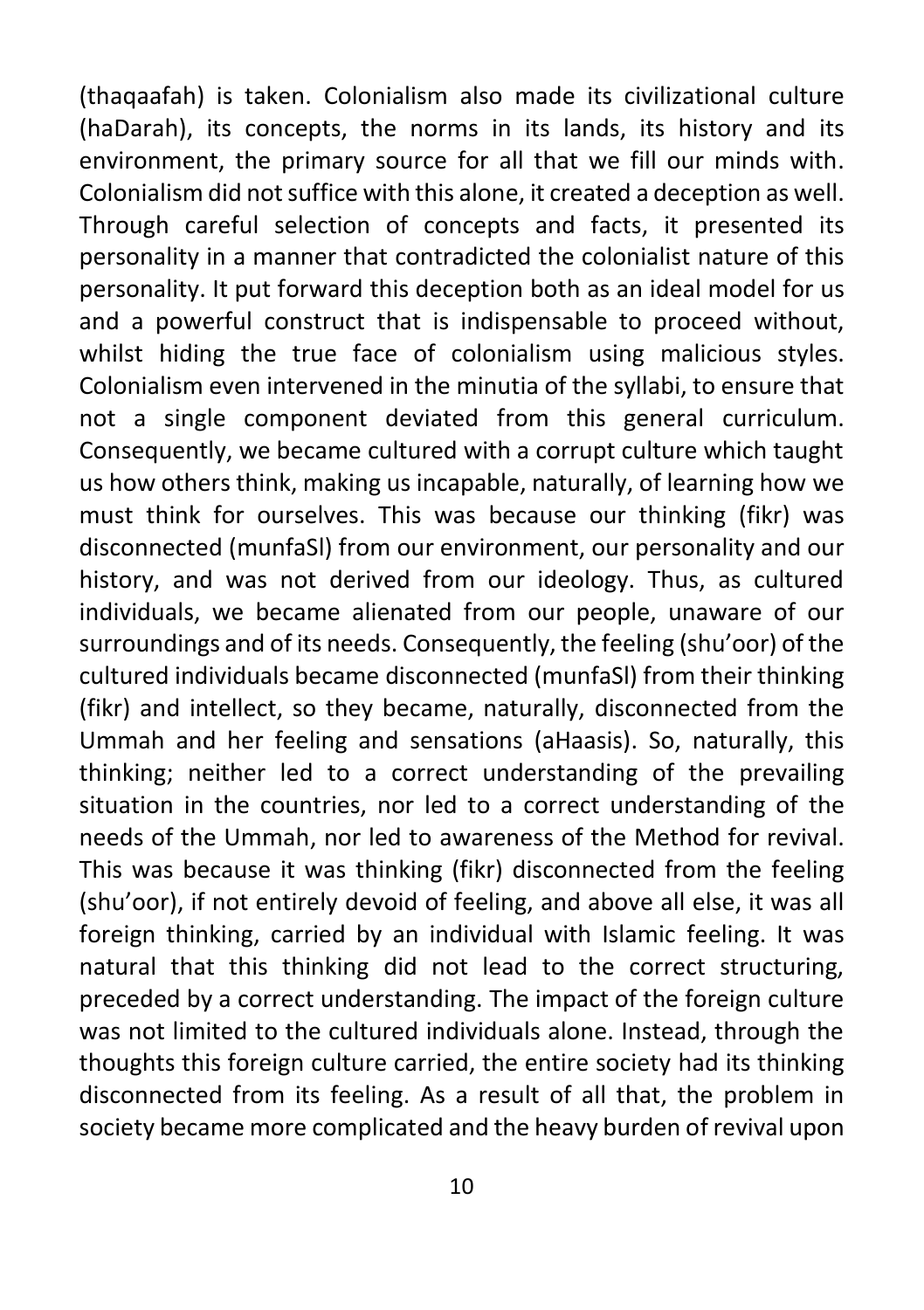(thaqaafah) is taken. Colonialism also made its civilizational culture (haDarah), its concepts, the norms in its lands, its history and its environment, the primary source for all that we fill our minds with. Colonialism did not suffice with this alone, it created a deception as well. Through careful selection of concepts and facts, it presented its personality in a manner that contradicted the colonialist nature of this personality. It put forward this deception both as an ideal model for us and a powerful construct that is indispensable to proceed without, whilst hiding the true face of colonialism using malicious styles. Colonialism even intervened in the minutia of the syllabi, to ensure that not a single component deviated from this general curriculum. Consequently, we became cultured with a corrupt culture which taught us how others think, making us incapable, naturally, of learning how we must think for ourselves. This was because our thinking (fikr) was disconnected (munfaSl) from our environment, our personality and our history, and was not derived from our ideology. Thus, as cultured individuals, we became alienated from our people, unaware of our surroundings and of its needs. Consequently, the feeling (shu'oor) of the cultured individuals became disconnected (munfaSl) from their thinking (fikr) and intellect, so they became, naturally, disconnected from the Ummah and her feeling and sensations (aHaasis). So, naturally, this thinking; neither led to a correct understanding of the prevailing situation in the countries, nor led to a correct understanding of the needs of the Ummah, nor led to awareness of the Method for revival. This was because it was thinking (fikr) disconnected from the feeling (shu'oor), if not entirely devoid of feeling, and above all else, it was all foreign thinking, carried by an individual with Islamic feeling. It was natural that this thinking did not lead to the correct structuring, preceded by a correct understanding. The impact of the foreign culture was not limited to the cultured individuals alone. Instead, through the thoughts this foreign culture carried, the entire society had its thinking disconnected from its feeling. As a result of all that, the problem in society became more complicated and the heavy burden of revival upon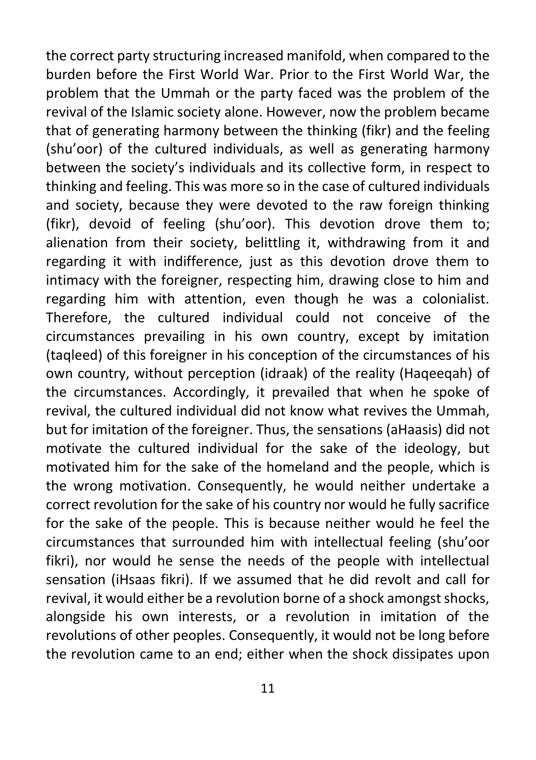the correct party structuring increased manifold, when compared to the burden before the First World War. Prior to the First World War, the problem that the Ummah or the party faced was the problem of the revival of the Islamic society alone. However, now the problem became that of generating harmony between the thinking (fikr) and the feeling (shu'oor) of the cultured individuals, as well as generating harmony between the society's individuals and its collective form, in respect to thinking and feeling. This was more so in the case of cultured individuals and society, because they were devoted to the raw foreign thinking (fikr), devoid of feeling (shu'oor). This devotion drove them to; alienation from their society, belittling it, withdrawing from it and regarding it with indifference, just as this devotion drove them to intimacy with the foreigner, respecting him, drawing close to him and regarding him with attention, even though he was a colonialist. Therefore, the cultured individual could not conceive of the circumstances prevailing in his own country, except by imitation (taqleed) of this foreigner in his conception of the circumstances of his own country, without perception (idraak) of the reality (Haqeeqah) of the circumstances. Accordingly, it prevailed that when he spoke of revival, the cultured individual did not know what revives the Ummah, but for imitation of the foreigner. Thus, the sensations (aHaasis) did not motivate the cultured individual for the sake of the ideology, but motivated him for the sake of the homeland and the people, which is the wrong motivation. Consequently, he would neither undertake a correct revolution for the sake of his country nor would he fully sacrifice for the sake of the people. This is because neither would he feel the circumstances that surrounded him with intellectual feeling (shu'oor fikri), nor would he sense the needs of the people with intellectual sensation (iHsaas fikri). If we assumed that he did revolt and call for revival, it would either be a revolution borne of a shock amongst shocks, alongside his own interests, or a revolution in imitation of the revolutions of other peoples. Consequently, it would not be long before the revolution came to an end; either when the shock dissipates upon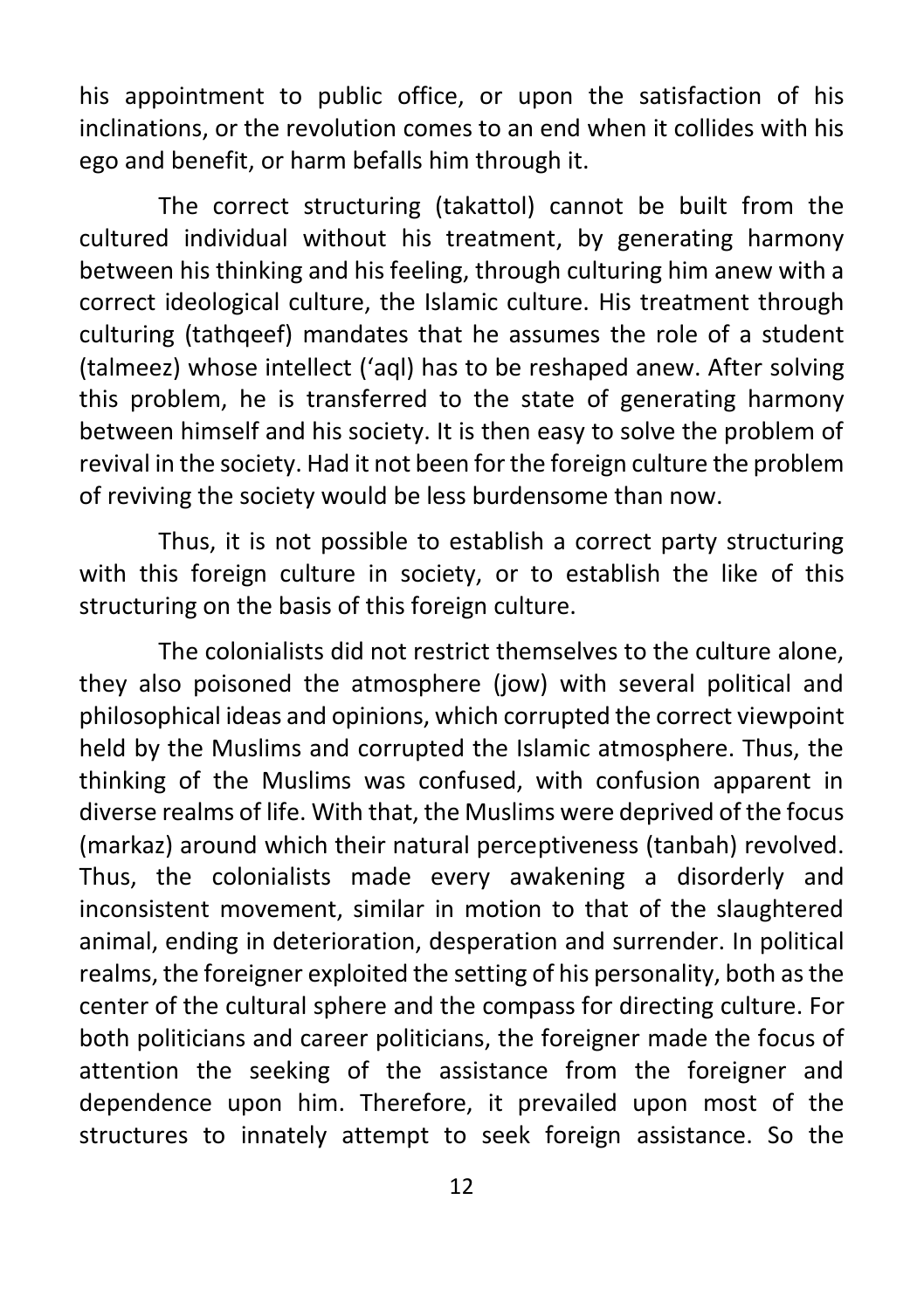his appointment to public office, or upon the satisfaction of his inclinations, or the revolution comes to an end when it collides with his ego and benefit, or harm befalls him through it.

The correct structuring (takattol) cannot be built from the cultured individual without his treatment, by generating harmony between his thinking and his feeling, through culturing him anew with a correct ideological culture, the Islamic culture. His treatment through culturing (tathqeef) mandates that he assumes the role of a student (talmeez) whose intellect ('aql) has to be reshaped anew. After solving this problem, he is transferred to the state of generating harmony between himself and his society. It is then easy to solve the problem of revival in the society. Had it not been for the foreign culture the problem of reviving the society would be less burdensome than now.

Thus, it is not possible to establish a correct party structuring with this foreign culture in society, or to establish the like of this structuring on the basis of this foreign culture.

The colonialists did not restrict themselves to the culture alone, they also poisoned the atmosphere (jow) with several political and philosophical ideas and opinions, which corrupted the correct viewpoint held by the Muslims and corrupted the Islamic atmosphere. Thus, the thinking of the Muslims was confused, with confusion apparent in diverse realms of life. With that, the Muslims were deprived of the focus (markaz) around which their natural perceptiveness (tanbah) revolved. Thus, the colonialists made every awakening a disorderly and inconsistent movement, similar in motion to that of the slaughtered animal, ending in deterioration, desperation and surrender. In political realms, the foreigner exploited the setting of his personality, both as the center of the cultural sphere and the compass for directing culture. For both politicians and career politicians, the foreigner made the focus of attention the seeking of the assistance from the foreigner and dependence upon him. Therefore, it prevailed upon most of the structures to innately attempt to seek foreign assistance. So the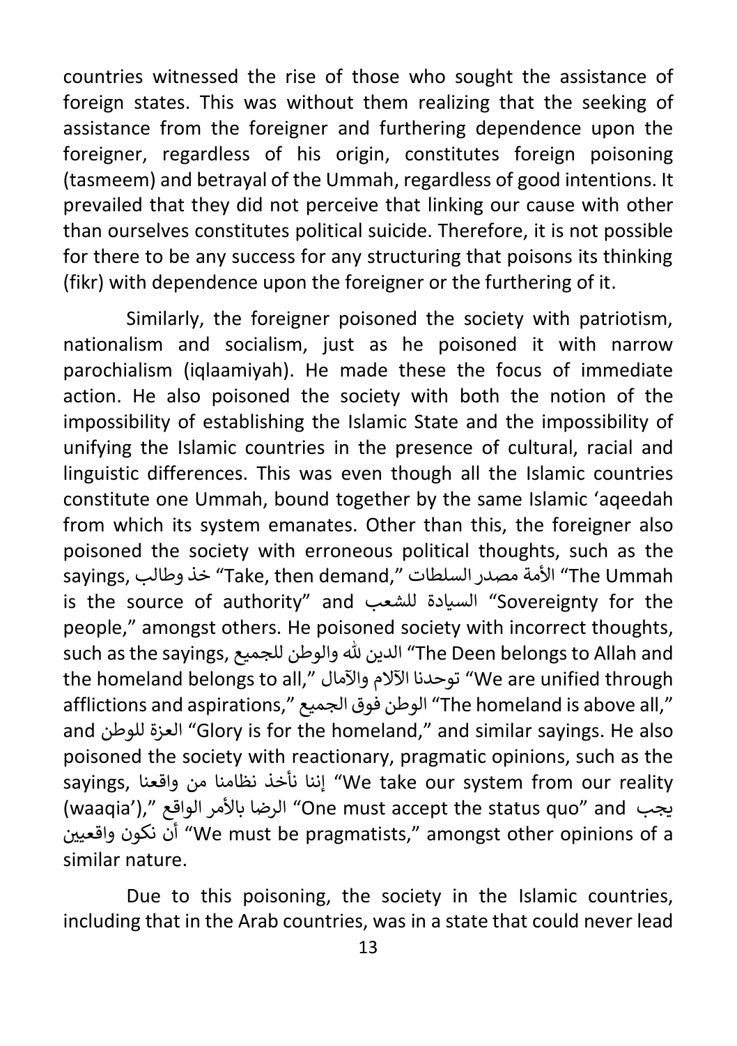countries witnessed the rise of those who sought the assistance of foreign states. This was without them realizing that the seeking of assistance from the foreigner and furthering dependence upon the foreigner, regardless of his origin, constitutes foreign poisoning (tasmeem) and betrayal of the Ummah, regardless of good intentions. It prevailed that they did not perceive that linking our cause with other than ourselves constitutes political suicide. Therefore, it is not possible for there to be any success for any structuring that poisons its thinking (fikr) with dependence upon the foreigner or the furthering of it.

Similarly, the foreigner poisoned the society with patriotism, nationalism and socialism, just as he poisoned it with narrow parochialism (iqlaamiyah). He made these the focus of immediate action. He also poisoned the society with both the notion of the impossibility of establishing the Islamic State and the impossibility of unifying the Islamic countries in the presence of cultural, racial and linguistic differences. This was even though all the Islamic countries constitute one Ummah, bound together by the same Islamic 'aqeedah from which its system emanates. Other than this, the foreigner also poisoned the society with erroneous political thoughts, such as the sayings, خذ وطالب "Take, then demand," الأمة مصدر السلطات "The Ummah is the source of authority" and السيادة للشعب "Sovereignty for the people," amongst others. He poisoned society with incorrect thoughts, such as the sayings, الدين لله والوطن للجميع "The Deen belongs to Allah and the homeland belongs to all," توحدنا الآلام والآمال "We are unified through afflictions and aspirations," الوطن فوق الجميع "The homeland is above all," and العزة للوطن "Glory is for the homeland," and similar sayings. He also poisoned the society with reactionary, pragmatic opinions, such as the sayings, إننا نأخذ نظامنا من واقعنا "We take our system from our reality (waaqia')," الرضا بالأمر الواقع "One must accept the status quo" and يجب أن نكون واقعيين "We must be pragmatists," amongst other opinions of a similar nature.

Due to this poisoning, the society in the Islamic countries, including that in the Arab countries, was in a state that could never lead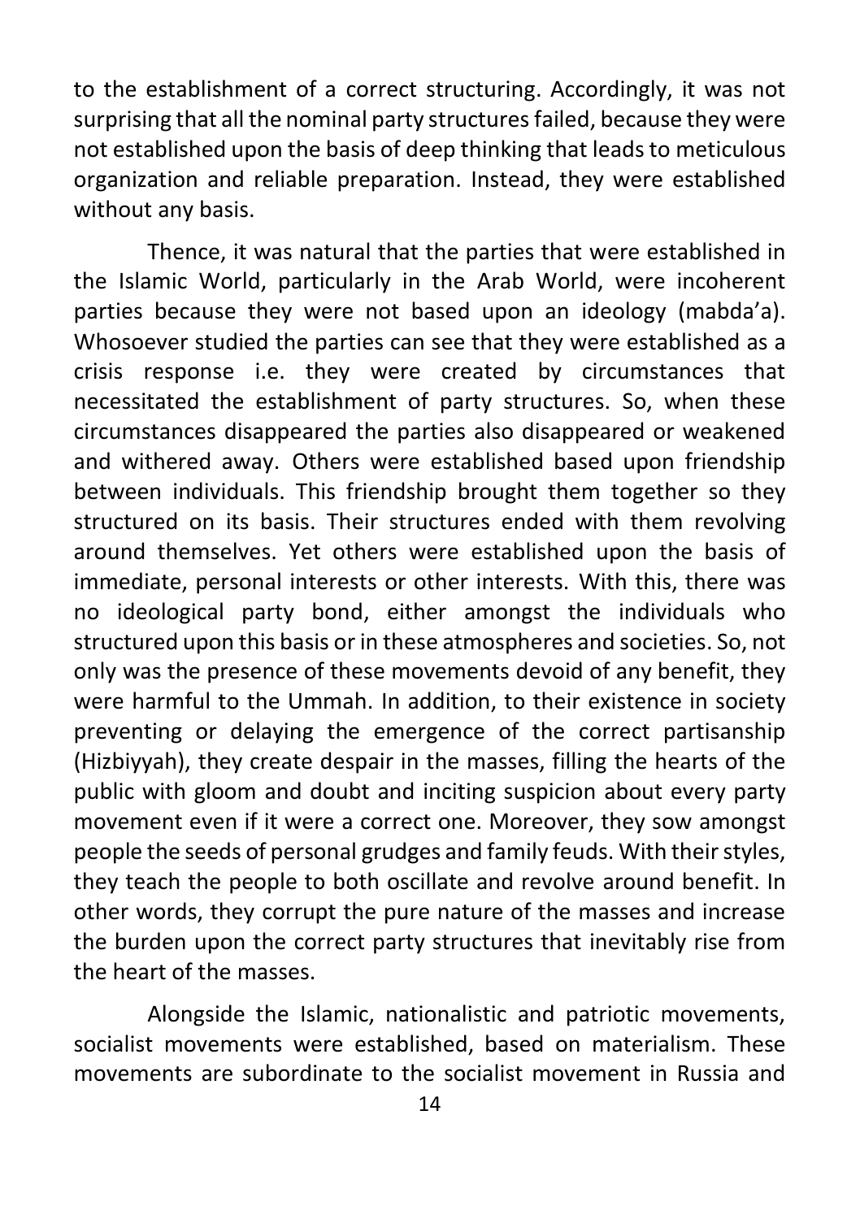to the establishment of a correct structuring. Accordingly, it was not surprising that all the nominal party structures failed, because they were not established upon the basis of deep thinking that leads to meticulous organization and reliable preparation. Instead, they were established without any basis.

Thence, it was natural that the parties that were established in the Islamic World, particularly in the Arab World, were incoherent parties because they were not based upon an ideology (mabda'a). Whosoever studied the parties can see that they were established as a crisis response i.e. they were created by circumstances that necessitated the establishment of party structures. So, when these circumstances disappeared the parties also disappeared or weakened and withered away. Others were established based upon friendship between individuals. This friendship brought them together so they structured on its basis. Their structures ended with them revolving around themselves. Yet others were established upon the basis of immediate, personal interests or other interests. With this, there was no ideological party bond, either amongst the individuals who structured upon this basis or in these atmospheres and societies. So, not only was the presence of these movements devoid of any benefit, they were harmful to the Ummah. In addition, to their existence in society preventing or delaying the emergence of the correct partisanship (Hizbiyyah), they create despair in the masses, filling the hearts of the public with gloom and doubt and inciting suspicion about every party movement even if it were a correct one. Moreover, they sow amongst people the seeds of personal grudges and family feuds. With their styles, they teach the people to both oscillate and revolve around benefit. In other words, they corrupt the pure nature of the masses and increase the burden upon the correct party structures that inevitably rise from the heart of the masses.

Alongside the Islamic, nationalistic and patriotic movements, socialist movements were established, based on materialism. These movements are subordinate to the socialist movement in Russia and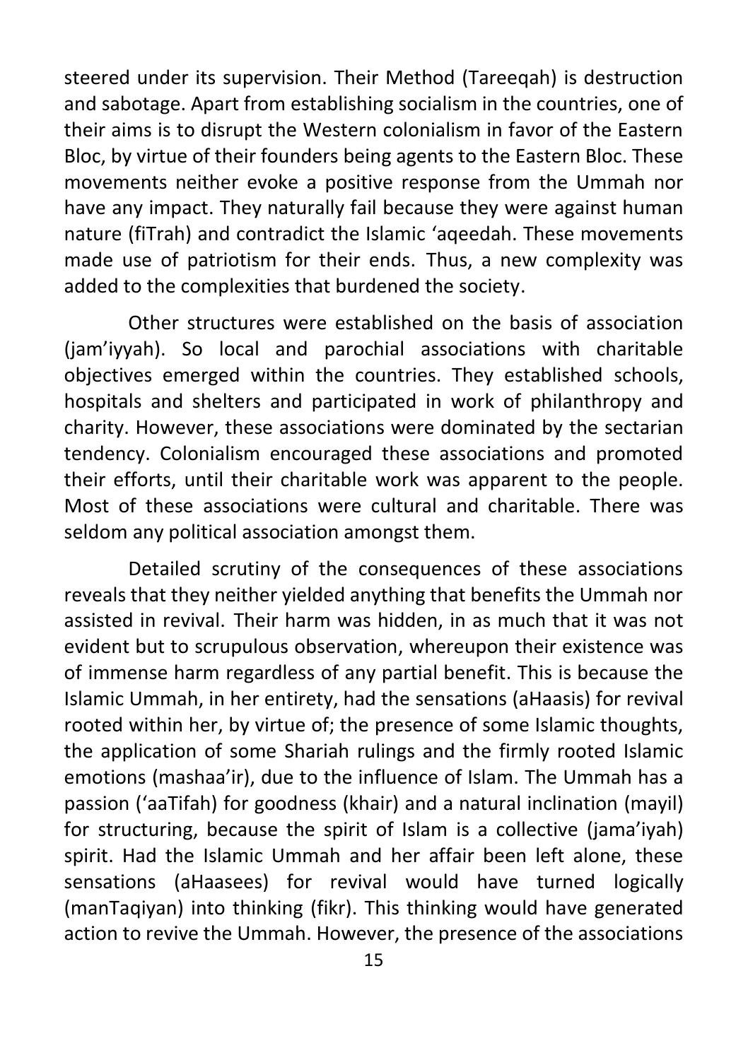steered under its supervision. Their Method (Tareeqah) is destruction and sabotage. Apart from establishing socialism in the countries, one of their aims is to disrupt the Western colonialism in favor of the Eastern Bloc, by virtue of their founders being agents to the Eastern Bloc. These movements neither evoke a positive response from the Ummah nor have any impact. They naturally fail because they were against human nature (fiTrah) and contradict the Islamic 'aqeedah. These movements made use of patriotism for their ends. Thus, a new complexity was added to the complexities that burdened the society.

Other structures were established on the basis of association (jam'iyyah). So local and parochial associations with charitable objectives emerged within the countries. They established schools, hospitals and shelters and participated in work of philanthropy and charity. However, these associations were dominated by the sectarian tendency. Colonialism encouraged these associations and promoted their efforts, until their charitable work was apparent to the people. Most of these associations were cultural and charitable. There was seldom any political association amongst them.

Detailed scrutiny of the consequences of these associations reveals that they neither yielded anything that benefits the Ummah nor assisted in revival. Their harm was hidden, in as much that it was not evident but to scrupulous observation, whereupon their existence was of immense harm regardless of any partial benefit. This is because the Islamic Ummah, in her entirety, had the sensations (aHaasis) for revival rooted within her, by virtue of; the presence of some Islamic thoughts, the application of some Shariah rulings and the firmly rooted Islamic emotions (mashaa'ir), due to the influence of Islam. The Ummah has a passion ('aaTifah) for goodness (khair) and a natural inclination (mayil) for structuring, because the spirit of Islam is a collective (jama'iyah) spirit. Had the Islamic Ummah and her affair been left alone, these sensations (aHaasees) for revival would have turned logically (manTaqiyan) into thinking (fikr). This thinking would have generated action to revive the Ummah. However, the presence of the associations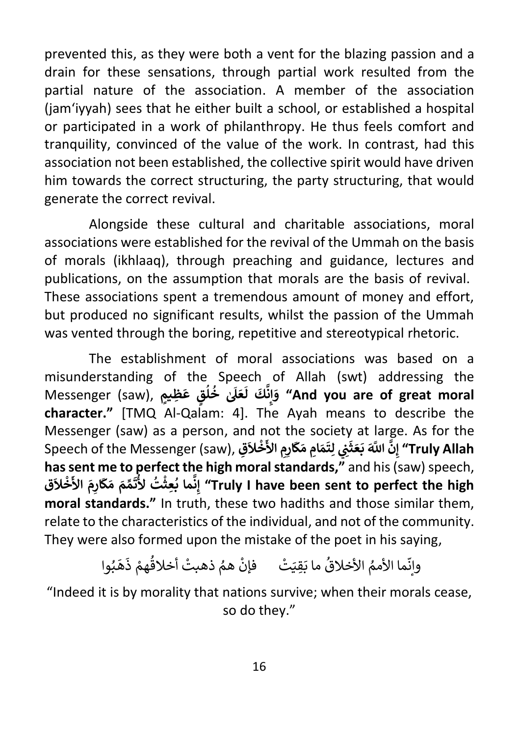prevented this, as they were both a vent for the blazing passion and a drain for these sensations, through partial work resulted from the partial nature of the association. A member of the association (jam'iyyah) sees that he either built a school, or established a hospital or participated in a work of philanthropy. He thus feels comfort and tranquility, convinced of the value of the work. In contrast, had this association not been established, the collective spirit would have driven him towards the correct structuring, the party structuring, that would generate the correct revival.

Alongside these cultural and charitable associations, moral associations were established for the revival of the Ummah on the basis of morals (ikhlaaq), through preaching and guidance, lectures and publications, on the assumption that morals are the basis of revival. These associations spent a tremendous amount of money and effort, but produced no significant results, whilst the passion of the Ummah was vented through the boring, repetitive and stereotypical rhetoric.

The establishment of moral associations was based on a misunderstanding of the Speech of Allah (swt) addressing the Messenger (saw), **وَإِنَّكَ لَعَلَىٰ خُلُقٍ عَظِيمٍ "And you are of great moral character."** [TMQ Al-Qalam: 4]. The Ayah means to describe the Messenger (saw) as a person, and not the society at large. As for the Speech of the Messenger (saw), **إِنَّ اللَّهَ بَعَثَنِي لِتَمَامِ مَكَارِمِ الأَخْلاَقِ "Truly Allah has sent me to perfect the high moral standards,"** and his (saw) speech, **إِنَّما بُعِثْتُ لأُتَمِّمَ مَكَارِمَ الأَخْلاَق "Truly I have been sent to perfect the high moral standards."** In truth, these two hadiths and those similar them, relate to the characteristics of the individual, and not of the community. They were also formed upon the mistake of the poet in his saying,

وإنّما الأممُ الأخلاقُ ما بَقِيَتْ &nbsp;&nbsp;&nbsp;&nbsp; فإنْ همُ ذهبتْ أخلاقُهمْ ذَهَبُوا

"Indeed it is by morality that nations survive; when their morals cease, so do they."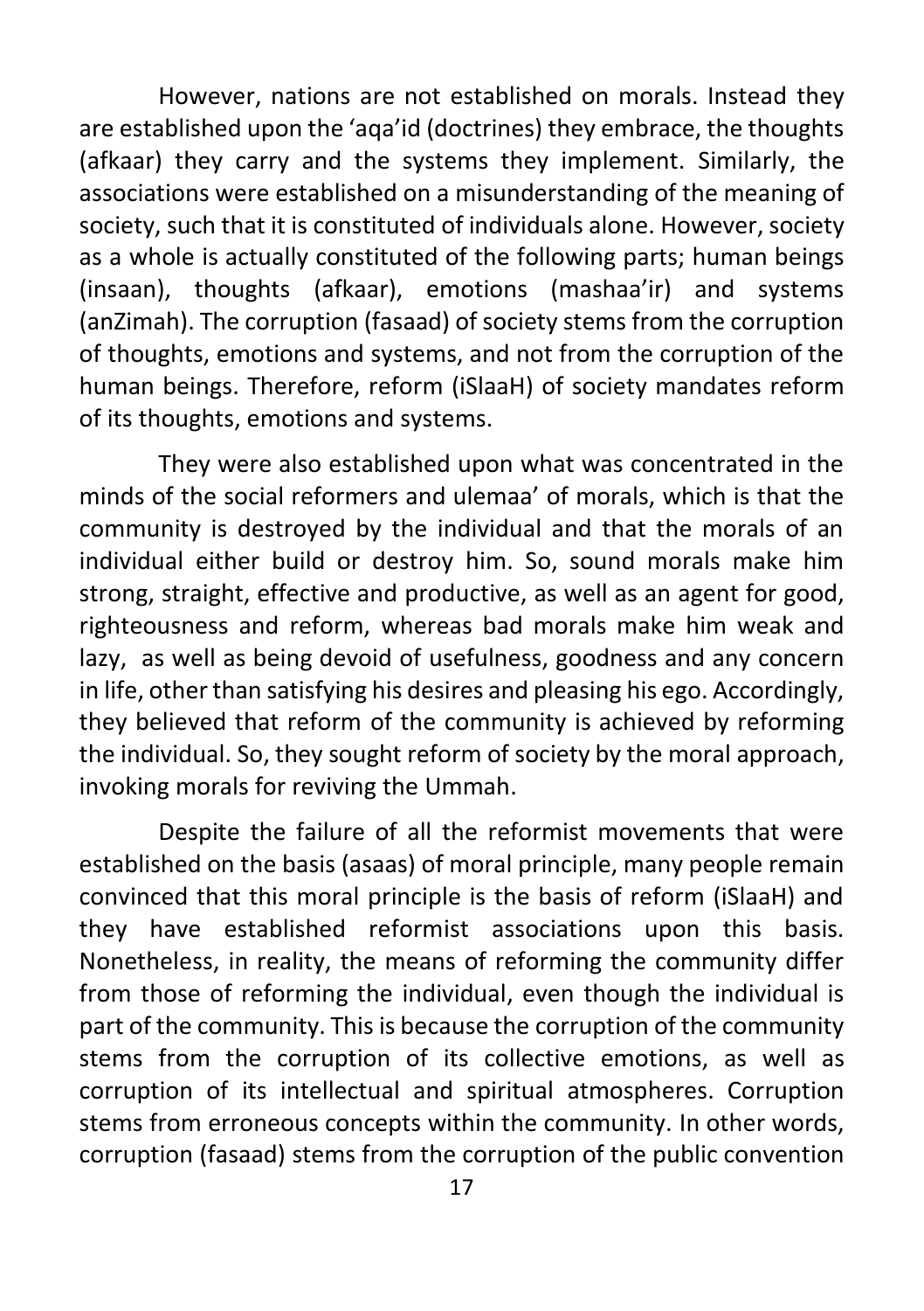However, nations are not established on morals. Instead they are established upon the 'aqa'id (doctrines) they embrace, the thoughts (afkaar) they carry and the systems they implement. Similarly, the associations were established on a misunderstanding of the meaning of society, such that it is constituted of individuals alone. However, society as a whole is actually constituted of the following parts; human beings (insaan), thoughts (afkaar), emotions (mashaa'ir) and systems (anZimah). The corruption (fasaad) of society stems from the corruption of thoughts, emotions and systems, and not from the corruption of the human beings. Therefore, reform (iSlaaH) of society mandates reform of its thoughts, emotions and systems.

They were also established upon what was concentrated in the minds of the social reformers and ulemaa' of morals, which is that the community is destroyed by the individual and that the morals of an individual either build or destroy him. So, sound morals make him strong, straight, effective and productive, as well as an agent for good, righteousness and reform, whereas bad morals make him weak and lazy, as well as being devoid of usefulness, goodness and any concern in life, other than satisfying his desires and pleasing his ego. Accordingly, they believed that reform of the community is achieved by reforming the individual. So, they sought reform of society by the moral approach, invoking morals for reviving the Ummah.

Despite the failure of all the reformist movements that were established on the basis (asaas) of moral principle, many people remain convinced that this moral principle is the basis of reform (iSlaaH) and they have established reformist associations upon this basis. Nonetheless, in reality, the means of reforming the community differ from those of reforming the individual, even though the individual is part of the community. This is because the corruption of the community stems from the corruption of its collective emotions, as well as corruption of its intellectual and spiritual atmospheres. Corruption stems from erroneous concepts within the community. In other words, corruption (fasaad) stems from the corruption of the public convention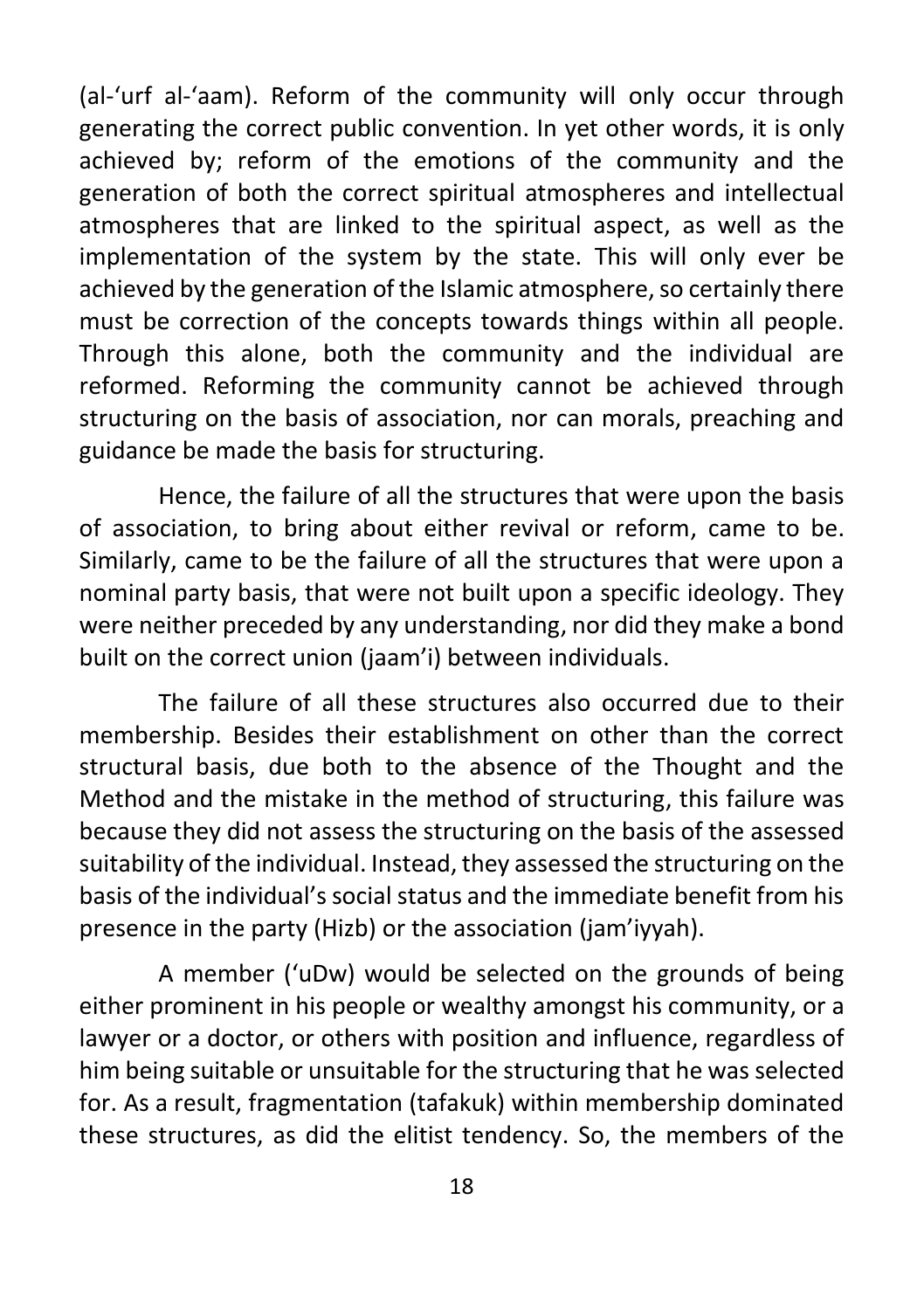(al-‘urf al-‘aam). Reform of the community will only occur through generating the correct public convention. In yet other words, it is only achieved by; reform of the emotions of the community and the generation of both the correct spiritual atmospheres and intellectual atmospheres that are linked to the spiritual aspect, as well as the implementation of the system by the state. This will only ever be achieved by the generation of the Islamic atmosphere, so certainly there must be correction of the concepts towards things within all people. Through this alone, both the community and the individual are reformed. Reforming the community cannot be achieved through structuring on the basis of association, nor can morals, preaching and guidance be made the basis for structuring.

Hence, the failure of all the structures that were upon the basis of association, to bring about either revival or reform, came to be. Similarly, came to be the failure of all the structures that were upon a nominal party basis, that were not built upon a specific ideology. They were neither preceded by any understanding, nor did they make a bond built on the correct union (jaam’i) between individuals.

The failure of all these structures also occurred due to their membership. Besides their establishment on other than the correct structural basis, due both to the absence of the Thought and the Method and the mistake in the method of structuring, this failure was because they did not assess the structuring on the basis of the assessed suitability of the individual. Instead, they assessed the structuring on the basis of the individual’s social status and the immediate benefit from his presence in the party (Hizb) or the association (jam’iyyah).

A member (‘uDw) would be selected on the grounds of being either prominent in his people or wealthy amongst his community, or a lawyer or a doctor, or others with position and influence, regardless of him being suitable or unsuitable for the structuring that he was selected for. As a result, fragmentation (tafakuk) within membership dominated these structures, as did the elitist tendency. So, the members of the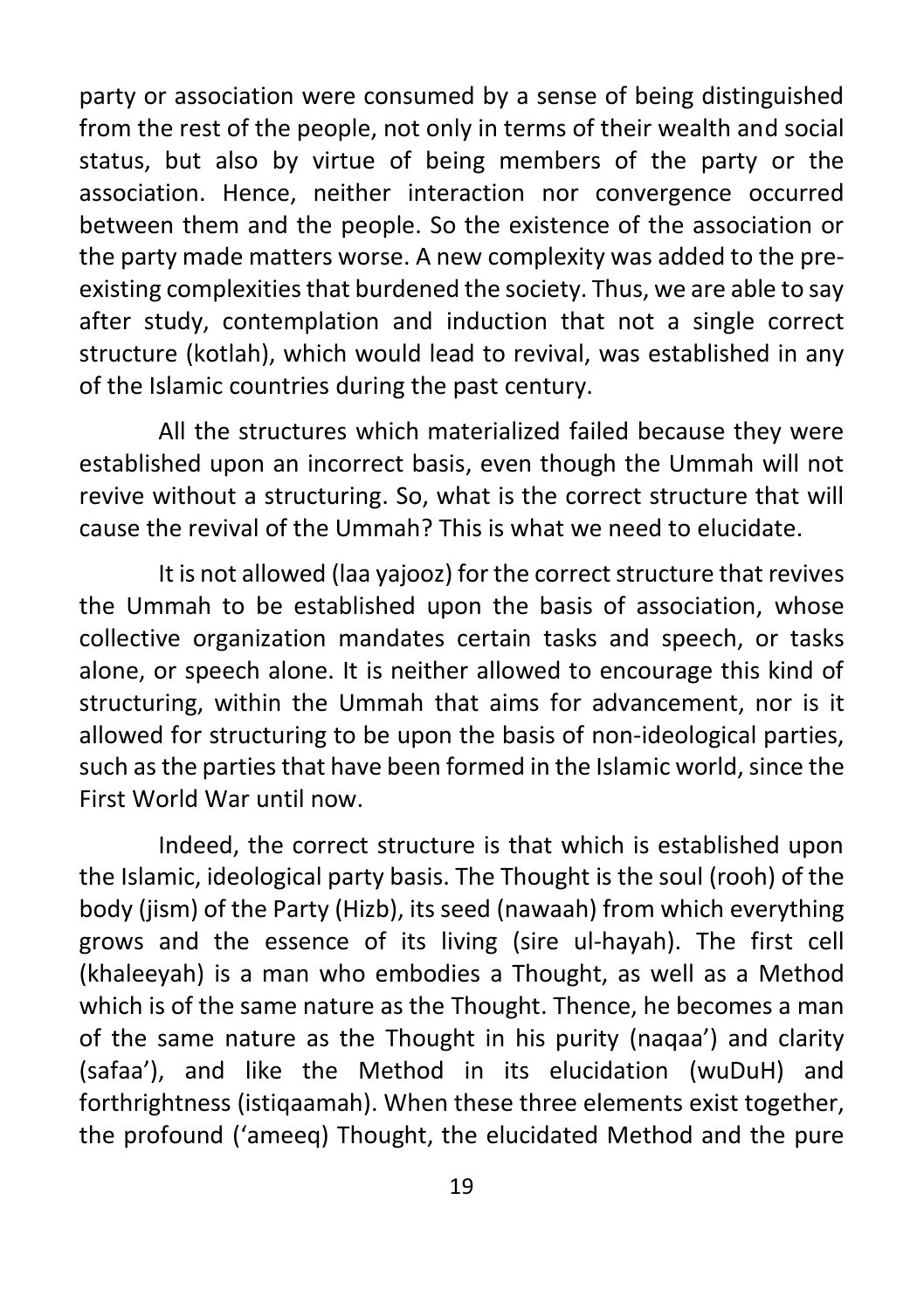party or association were consumed by a sense of being distinguished from the rest of the people, not only in terms of their wealth and social status, but also by virtue of being members of the party or the association. Hence, neither interaction nor convergence occurred between them and the people. So the existence of the association or the party made matters worse. A new complexity was added to the pre-existing complexities that burdened the society. Thus, we are able to say after study, contemplation and induction that not a single correct structure (kotlah), which would lead to revival, was established in any of the Islamic countries during the past century.

All the structures which materialized failed because they were established upon an incorrect basis, even though the Ummah will not revive without a structuring. So, what is the correct structure that will cause the revival of the Ummah? This is what we need to elucidate.

It is not allowed (laa yajooz) for the correct structure that revives the Ummah to be established upon the basis of association, whose collective organization mandates certain tasks and speech, or tasks alone, or speech alone. It is neither allowed to encourage this kind of structuring, within the Ummah that aims for advancement, nor is it allowed for structuring to be upon the basis of non-ideological parties, such as the parties that have been formed in the Islamic world, since the First World War until now.

Indeed, the correct structure is that which is established upon the Islamic, ideological party basis. The Thought is the soul (rooh) of the body (jism) of the Party (Hizb), its seed (nawaah) from which everything grows and the essence of its living (sire ul-hayah). The first cell (khaleeyah) is a man who embodies a Thought, as well as a Method which is of the same nature as the Thought. Thence, he becomes a man of the same nature as the Thought in his purity (naqaa') and clarity (safaa'), and like the Method in its elucidation (wuDuH) and forthrightness (istiqaamah). When these three elements exist together, the profound ('ameeq) Thought, the elucidated Method and the pure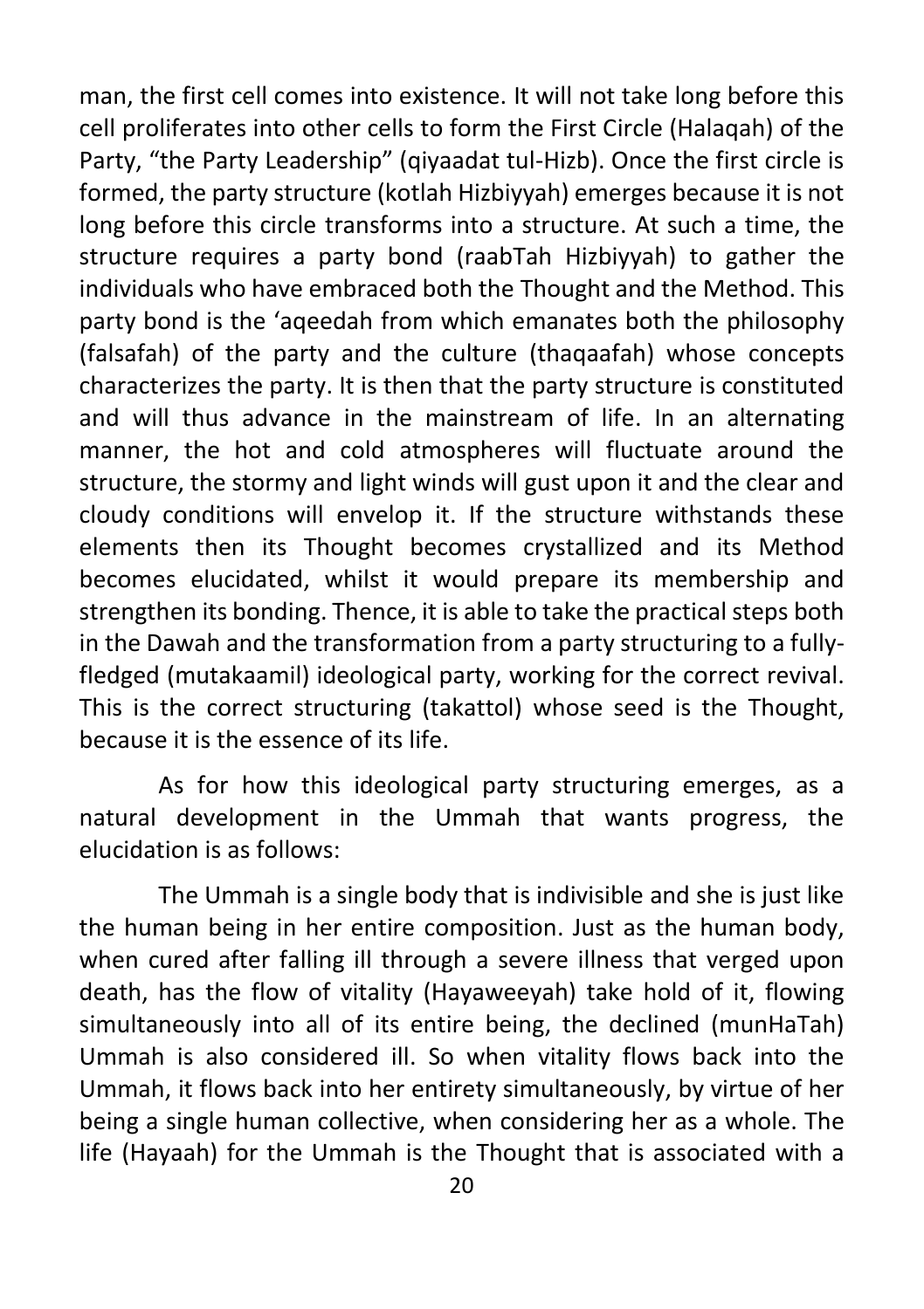man, the first cell comes into existence. It will not take long before this cell proliferates into other cells to form the First Circle (Halaqah) of the Party, "the Party Leadership" (qiyaadat tul-Hizb). Once the first circle is formed, the party structure (kotlah Hizbiyyah) emerges because it is not long before this circle transforms into a structure. At such a time, the structure requires a party bond (raabTah Hizbiyyah) to gather the individuals who have embraced both the Thought and the Method. This party bond is the 'aqeedah from which emanates both the philosophy (falsafah) of the party and the culture (thaqaafah) whose concepts characterizes the party. It is then that the party structure is constituted and will thus advance in the mainstream of life. In an alternating manner, the hot and cold atmospheres will fluctuate around the structure, the stormy and light winds will gust upon it and the clear and cloudy conditions will envelop it. If the structure withstands these elements then its Thought becomes crystallized and its Method becomes elucidated, whilst it would prepare its membership and strengthen its bonding. Thence, it is able to take the practical steps both in the Dawah and the transformation from a party structuring to a fully-fledged (mutakaamil) ideological party, working for the correct revival. This is the correct structuring (takattol) whose seed is the Thought, because it is the essence of its life.

As for how this ideological party structuring emerges, as a natural development in the Ummah that wants progress, the elucidation is as follows:

The Ummah is a single body that is indivisible and she is just like the human being in her entire composition. Just as the human body, when cured after falling ill through a severe illness that verged upon death, has the flow of vitality (Hayaweeyah) take hold of it, flowing simultaneously into all of its entire being, the declined (munHaTah) Ummah is also considered ill. So when vitality flows back into the Ummah, it flows back into her entirety simultaneously, by virtue of her being a single human collective, when considering her as a whole. The life (Hayaah) for the Ummah is the Thought that is associated with a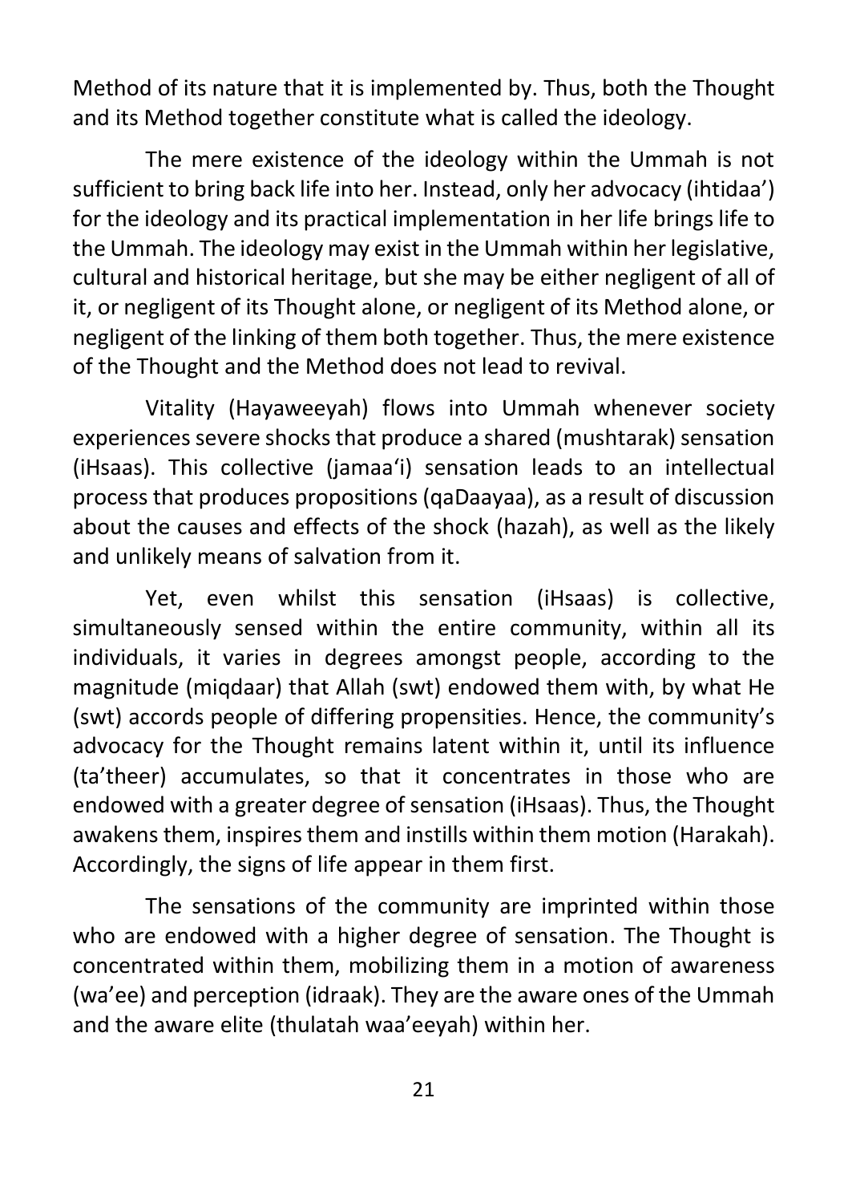Method of its nature that it is implemented by. Thus, both the Thought and its Method together constitute what is called the ideology.

The mere existence of the ideology within the Ummah is not sufficient to bring back life into her. Instead, only her advocacy (ihtidaa') for the ideology and its practical implementation in her life brings life to the Ummah. The ideology may exist in the Ummah within her legislative, cultural and historical heritage, but she may be either negligent of all of it, or negligent of its Thought alone, or negligent of its Method alone, or negligent of the linking of them both together. Thus, the mere existence of the Thought and the Method does not lead to revival.

Vitality (Hayaweeyah) flows into Ummah whenever society experiences severe shocks that produce a shared (mushtarak) sensation (iHsaas). This collective (jamaa'i) sensation leads to an intellectual process that produces propositions (qaDaayaa), as a result of discussion about the causes and effects of the shock (hazah), as well as the likely and unlikely means of salvation from it.

Yet, even whilst this sensation (iHsaas) is collective, simultaneously sensed within the entire community, within all its individuals, it varies in degrees amongst people, according to the magnitude (miqdaar) that Allah (swt) endowed them with, by what He (swt) accords people of differing propensities. Hence, the community's advocacy for the Thought remains latent within it, until its influence (ta'theer) accumulates, so that it concentrates in those who are endowed with a greater degree of sensation (iHsaas). Thus, the Thought awakens them, inspires them and instills within them motion (Harakah). Accordingly, the signs of life appear in them first.

The sensations of the community are imprinted within those who are endowed with a higher degree of sensation. The Thought is concentrated within them, mobilizing them in a motion of awareness (wa'ee) and perception (idraak). They are the aware ones of the Ummah and the aware elite (thulatah waa'eeyah) within her.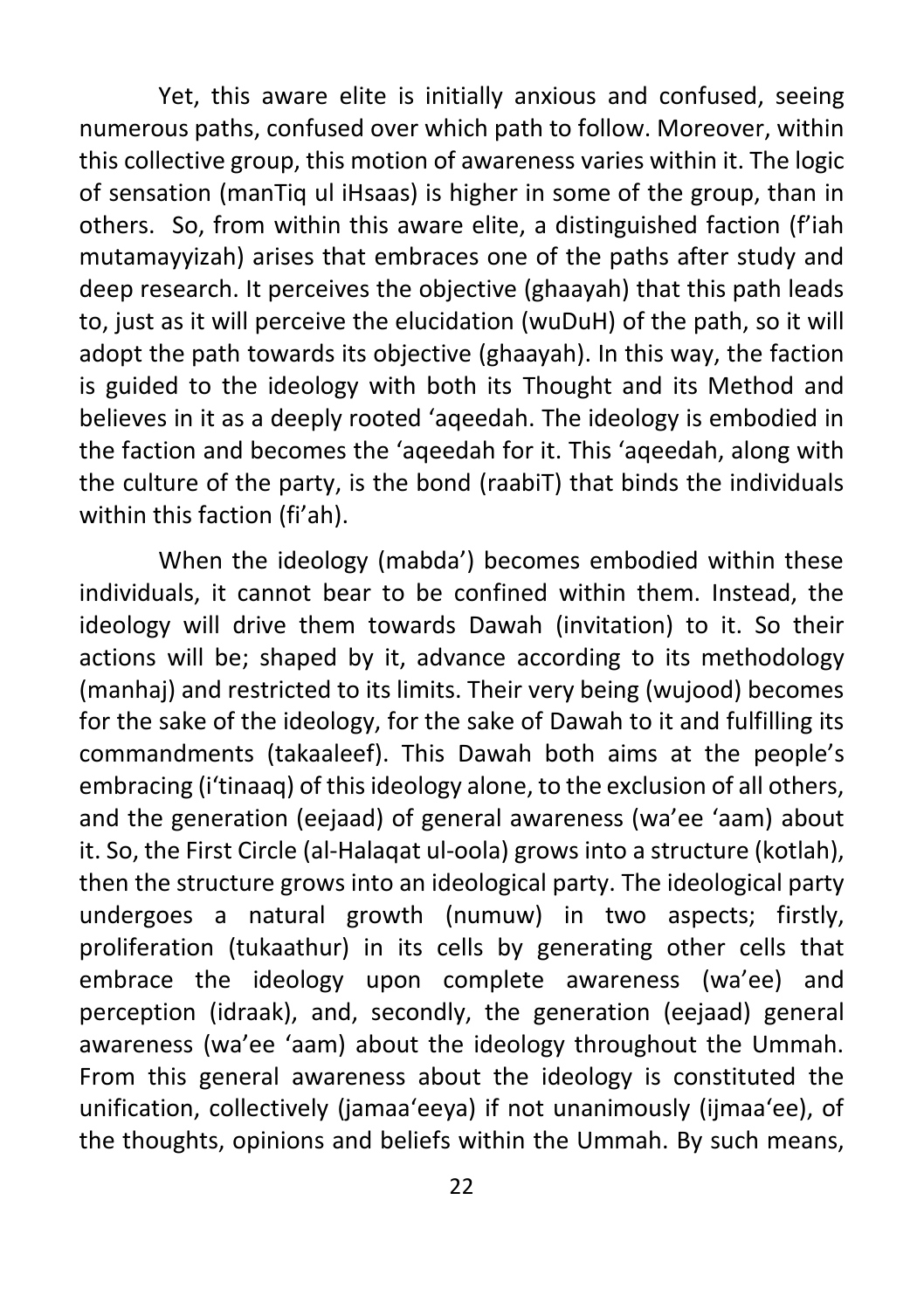Yet, this aware elite is initially anxious and confused, seeing numerous paths, confused over which path to follow. Moreover, within this collective group, this motion of awareness varies within it. The logic of sensation (manTiq ul iHsaas) is higher in some of the group, than in others. So, from within this aware elite, a distinguished faction (f'iah mutamayyizah) arises that embraces one of the paths after study and deep research. It perceives the objective (ghaayah) that this path leads to, just as it will perceive the elucidation (wuDuH) of the path, so it will adopt the path towards its objective (ghaayah). In this way, the faction is guided to the ideology with both its Thought and its Method and believes in it as a deeply rooted 'aqeedah. The ideology is embodied in the faction and becomes the 'aqeedah for it. This 'aqeedah, along with the culture of the party, is the bond (raabiT) that binds the individuals within this faction (fi'ah).

When the ideology (mabda') becomes embodied within these individuals, it cannot bear to be confined within them. Instead, the ideology will drive them towards Dawah (invitation) to it. So their actions will be; shaped by it, advance according to its methodology (manhaj) and restricted to its limits. Their very being (wujood) becomes for the sake of the ideology, for the sake of Dawah to it and fulfilling its commandments (takaaleef). This Dawah both aims at the people's embracing (i'tinaaq) of this ideology alone, to the exclusion of all others, and the generation (eejaad) of general awareness (wa'ee 'aam) about it. So, the First Circle (al-Halaqat ul-oola) grows into a structure (kotlah), then the structure grows into an ideological party. The ideological party undergoes a natural growth (numuw) in two aspects; firstly, proliferation (tukaathur) in its cells by generating other cells that embrace the ideology upon complete awareness (wa'ee) and perception (idraak), and, secondly, the generation (eejaad) general awareness (wa'ee 'aam) about the ideology throughout the Ummah. From this general awareness about the ideology is constituted the unification, collectively (jamaa'eeya) if not unanimously (ijmaa'ee), of the thoughts, opinions and beliefs within the Ummah. By such means,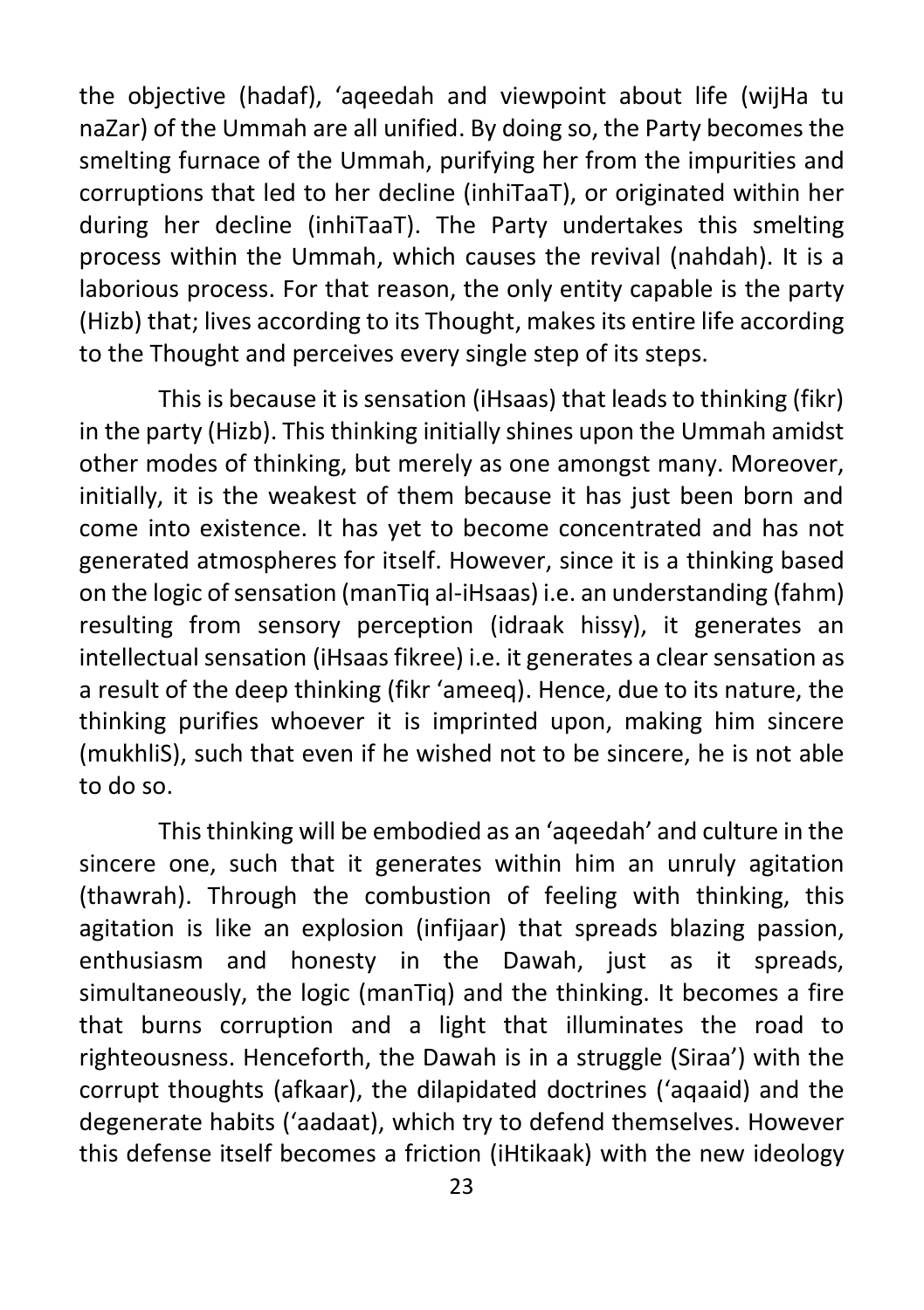the objective (hadaf), ‘aqeedah and viewpoint about life (wijHa tu naZar) of the Ummah are all unified. By doing so, the Party becomes the smelting furnace of the Ummah, purifying her from the impurities and corruptions that led to her decline (inhiTaaT), or originated within her during her decline (inhiTaaT). The Party undertakes this smelting process within the Ummah, which causes the revival (nahdah). It is a laborious process. For that reason, the only entity capable is the party (Hizb) that; lives according to its Thought, makes its entire life according to the Thought and perceives every single step of its steps.

This is because it is sensation (iHsaas) that leads to thinking (fikr) in the party (Hizb). This thinking initially shines upon the Ummah amidst other modes of thinking, but merely as one amongst many. Moreover, initially, it is the weakest of them because it has just been born and come into existence. It has yet to become concentrated and has not generated atmospheres for itself. However, since it is a thinking based on the logic of sensation (manTiq al-iHsaas) i.e. an understanding (fahm) resulting from sensory perception (idraak hissy), it generates an intellectual sensation (iHsaas fikree) i.e. it generates a clear sensation as a result of the deep thinking (fikr ‘ameeq). Hence, due to its nature, the thinking purifies whoever it is imprinted upon, making him sincere (mukhliS), such that even if he wished not to be sincere, he is not able to do so.

This thinking will be embodied as an ‘aqeedah’ and culture in the sincere one, such that it generates within him an unruly agitation (thawrah). Through the combustion of feeling with thinking, this agitation is like an explosion (infijaar) that spreads blazing passion, enthusiasm and honesty in the Dawah, just as it spreads, simultaneously, the logic (manTiq) and the thinking. It becomes a fire that burns corruption and a light that illuminates the road to righteousness. Henceforth, the Dawah is in a struggle (Siraa’) with the corrupt thoughts (afkaar), the dilapidated doctrines (‘aqaaid) and the degenerate habits (‘aadaat), which try to defend themselves. However this defense itself becomes a friction (iHtikaak) with the new ideology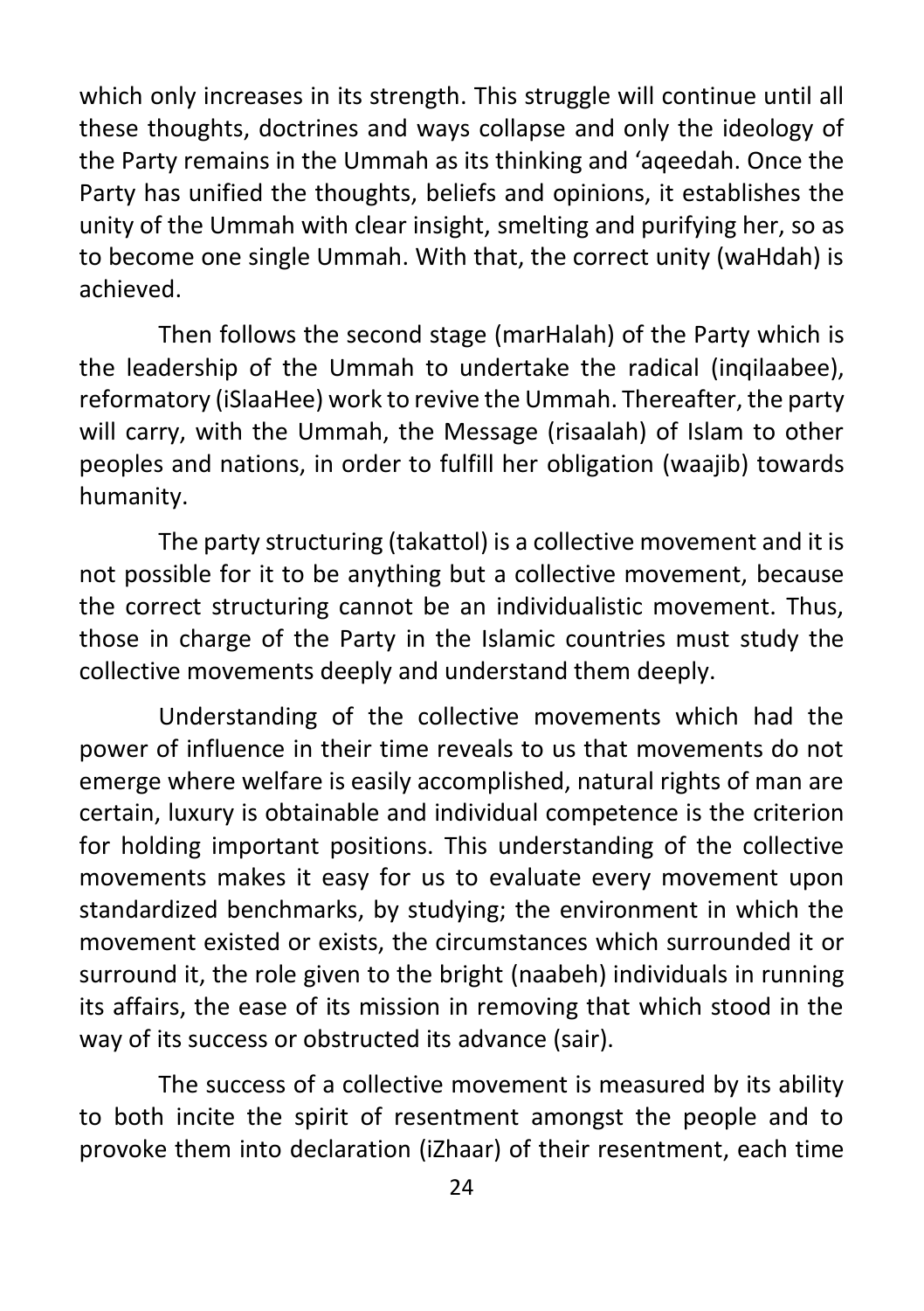which only increases in its strength. This struggle will continue until all these thoughts, doctrines and ways collapse and only the ideology of the Party remains in the Ummah as its thinking and 'aqeedah. Once the Party has unified the thoughts, beliefs and opinions, it establishes the unity of the Ummah with clear insight, smelting and purifying her, so as to become one single Ummah. With that, the correct unity (waHdah) is achieved.

Then follows the second stage (marHalah) of the Party which is the leadership of the Ummah to undertake the radical (inqilaabee), reformatory (iSlaaHee) work to revive the Ummah. Thereafter, the party will carry, with the Ummah, the Message (risaalah) of Islam to other peoples and nations, in order to fulfill her obligation (waajib) towards humanity.

The party structuring (takattol) is a collective movement and it is not possible for it to be anything but a collective movement, because the correct structuring cannot be an individualistic movement. Thus, those in charge of the Party in the Islamic countries must study the collective movements deeply and understand them deeply.

Understanding of the collective movements which had the power of influence in their time reveals to us that movements do not emerge where welfare is easily accomplished, natural rights of man are certain, luxury is obtainable and individual competence is the criterion for holding important positions. This understanding of the collective movements makes it easy for us to evaluate every movement upon standardized benchmarks, by studying; the environment in which the movement existed or exists, the circumstances which surrounded it or surround it, the role given to the bright (naabeh) individuals in running its affairs, the ease of its mission in removing that which stood in the way of its success or obstructed its advance (sair).

The success of a collective movement is measured by its ability to both incite the spirit of resentment amongst the people and to provoke them into declaration (iZhaar) of their resentment, each time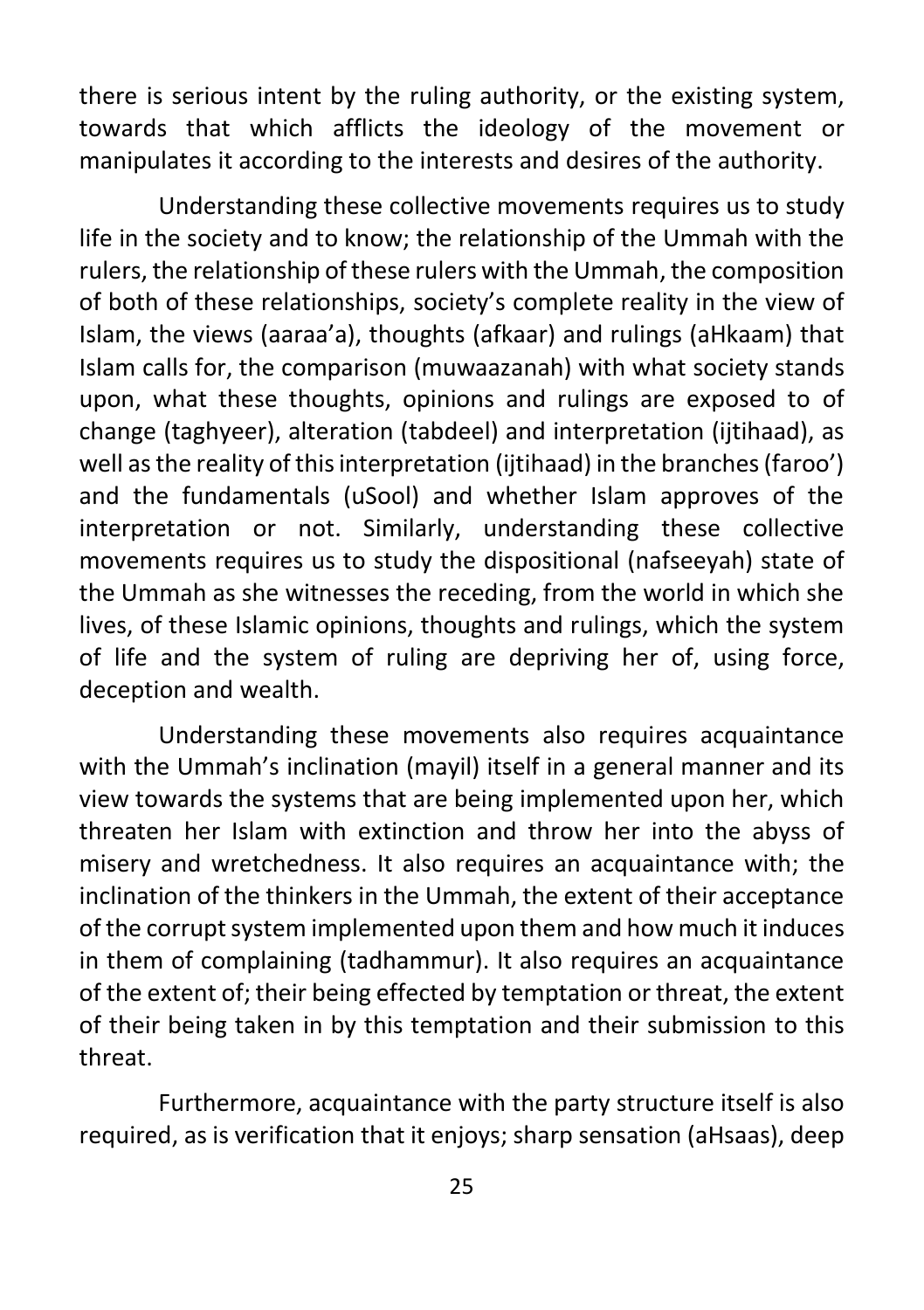there is serious intent by the ruling authority, or the existing system, towards that which afflicts the ideology of the movement or manipulates it according to the interests and desires of the authority.

Understanding these collective movements requires us to study life in the society and to know; the relationship of the Ummah with the rulers, the relationship of these rulers with the Ummah, the composition of both of these relationships, society's complete reality in the view of Islam, the views (aaraa'a), thoughts (afkaar) and rulings (aHkaam) that Islam calls for, the comparison (muwaazanah) with what society stands upon, what these thoughts, opinions and rulings are exposed to of change (taghyeer), alteration (tabdeel) and interpretation (ijtihaad), as well as the reality of this interpretation (ijtihaad) in the branches (faroo') and the fundamentals (uSool) and whether Islam approves of the interpretation or not. Similarly, understanding these collective movements requires us to study the dispositional (nafseeyah) state of the Ummah as she witnesses the receding, from the world in which she lives, of these Islamic opinions, thoughts and rulings, which the system of life and the system of ruling are depriving her of, using force, deception and wealth.

Understanding these movements also requires acquaintance with the Ummah's inclination (mayil) itself in a general manner and its view towards the systems that are being implemented upon her, which threaten her Islam with extinction and throw her into the abyss of misery and wretchedness. It also requires an acquaintance with; the inclination of the thinkers in the Ummah, the extent of their acceptance of the corrupt system implemented upon them and how much it induces in them of complaining (tadhammur). It also requires an acquaintance of the extent of; their being effected by temptation or threat, the extent of their being taken in by this temptation and their submission to this threat.

Furthermore, acquaintance with the party structure itself is also required, as is verification that it enjoys; sharp sensation (aHsaas), deep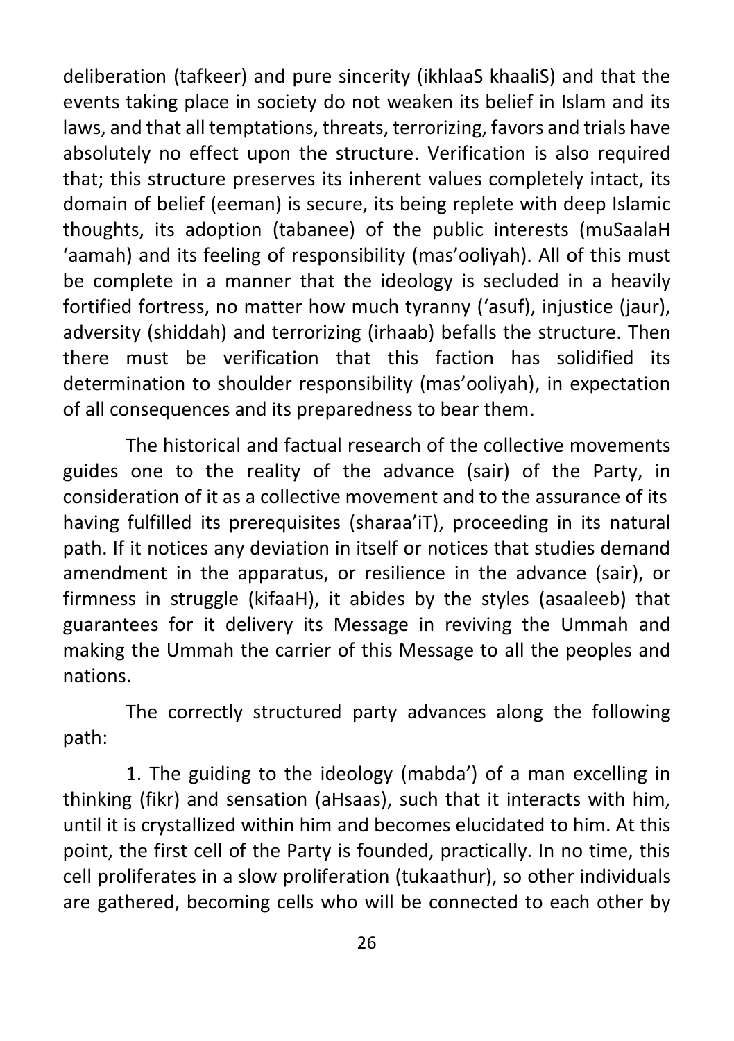deliberation (tafkeer) and pure sincerity (ikhlaaS khaaliS) and that the events taking place in society do not weaken its belief in Islam and its laws, and that all temptations, threats, terrorizing, favors and trials have absolutely no effect upon the structure. Verification is also required that; this structure preserves its inherent values completely intact, its domain of belief (eeman) is secure, its being replete with deep Islamic thoughts, its adoption (tabanee) of the public interests (muSaalaH 'aamah) and its feeling of responsibility (mas'ooliyah). All of this must be complete in a manner that the ideology is secluded in a heavily fortified fortress, no matter how much tyranny ('asuf), injustice (jaur), adversity (shiddah) and terrorizing (irhaab) befalls the structure. Then there must be verification that this faction has solidified its determination to shoulder responsibility (mas'ooliyah), in expectation of all consequences and its preparedness to bear them.

The historical and factual research of the collective movements guides one to the reality of the advance (sair) of the Party, in consideration of it as a collective movement and to the assurance of its having fulfilled its prerequisites (sharaa'iT), proceeding in its natural path. If it notices any deviation in itself or notices that studies demand amendment in the apparatus, or resilience in the advance (sair), or firmness in struggle (kifaaH), it abides by the styles (asaaleeb) that guarantees for it delivery its Message in reviving the Ummah and making the Ummah the carrier of this Message to all the peoples and nations.

The correctly structured party advances along the following path:

1. The guiding to the ideology (mabda') of a man excelling in thinking (fikr) and sensation (aHsaas), such that it interacts with him, until it is crystallized within him and becomes elucidated to him. At this point, the first cell of the Party is founded, practically. In no time, this cell proliferates in a slow proliferation (tukaathur), so other individuals are gathered, becoming cells who will be connected to each other by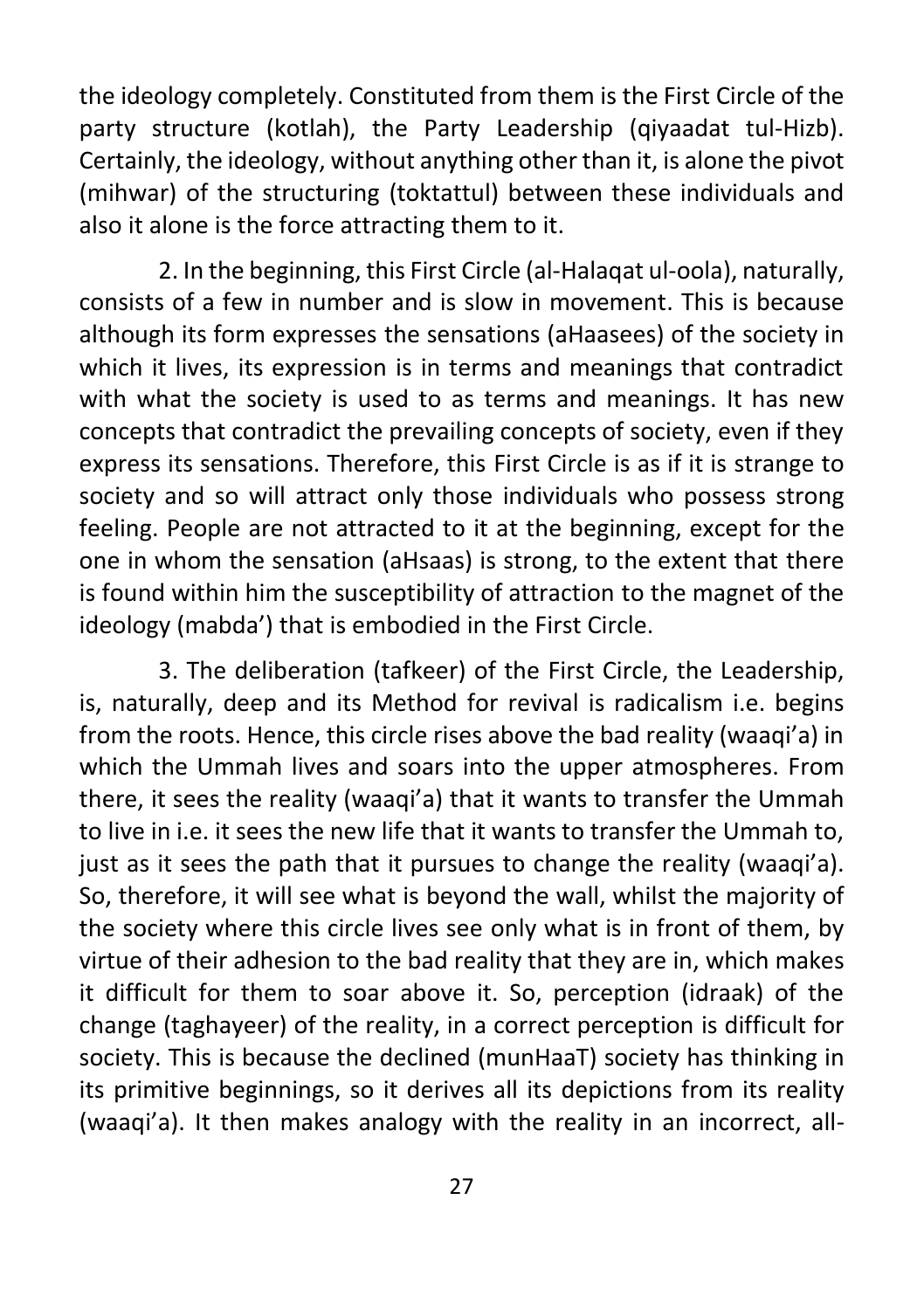the ideology completely. Constituted from them is the First Circle of the party structure (kotlah), the Party Leadership (qiyaadat tul-Hizb). Certainly, the ideology, without anything other than it, is alone the pivot (mihwar) of the structuring (toktattul) between these individuals and also it alone is the force attracting them to it.

2. In the beginning, this First Circle (al-Halaqat ul-oola), naturally, consists of a few in number and is slow in movement. This is because although its form expresses the sensations (aHaasees) of the society in which it lives, its expression is in terms and meanings that contradict with what the society is used to as terms and meanings. It has new concepts that contradict the prevailing concepts of society, even if they express its sensations. Therefore, this First Circle is as if it is strange to society and so will attract only those individuals who possess strong feeling. People are not attracted to it at the beginning, except for the one in whom the sensation (aHsaas) is strong, to the extent that there is found within him the susceptibility of attraction to the magnet of the ideology (mabda') that is embodied in the First Circle.

3. The deliberation (tafkeer) of the First Circle, the Leadership, is, naturally, deep and its Method for revival is radicalism i.e. begins from the roots. Hence, this circle rises above the bad reality (waaqi'a) in which the Ummah lives and soars into the upper atmospheres. From there, it sees the reality (waaqi'a) that it wants to transfer the Ummah to live in i.e. it sees the new life that it wants to transfer the Ummah to, just as it sees the path that it pursues to change the reality (waaqi'a). So, therefore, it will see what is beyond the wall, whilst the majority of the society where this circle lives see only what is in front of them, by virtue of their adhesion to the bad reality that they are in, which makes it difficult for them to soar above it. So, perception (idraak) of the change (taghayeer) of the reality, in a correct perception is difficult for society. This is because the declined (munHaaT) society has thinking in its primitive beginnings, so it derives all its depictions from its reality (waaqi'a). It then makes analogy with the reality in an incorrect, all-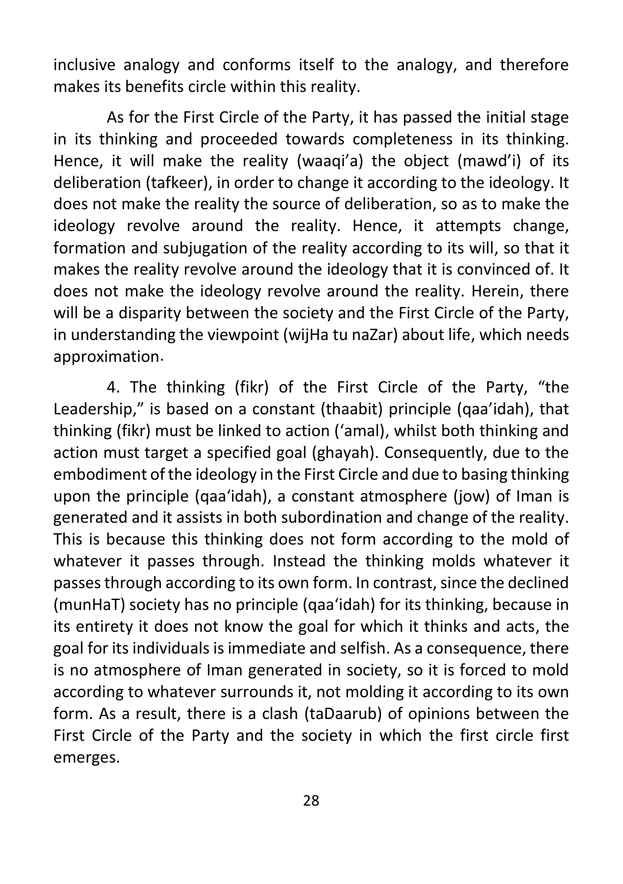inclusive analogy and conforms itself to the analogy, and therefore makes its benefits circle within this reality.

As for the First Circle of the Party, it has passed the initial stage in its thinking and proceeded towards completeness in its thinking. Hence, it will make the reality (waaqi'a) the object (mawd'i) of its deliberation (tafkeer), in order to change it according to the ideology. It does not make the reality the source of deliberation, so as to make the ideology revolve around the reality. Hence, it attempts change, formation and subjugation of the reality according to its will, so that it makes the reality revolve around the ideology that it is convinced of. It does not make the ideology revolve around the reality. Herein, there will be a disparity between the society and the First Circle of the Party, in understanding the viewpoint (wijHa tu naZar) about life, which needs approximation.

4. The thinking (fikr) of the First Circle of the Party, "the Leadership," is based on a constant (thaabit) principle (qaa'idah), that thinking (fikr) must be linked to action ('amal), whilst both thinking and action must target a specified goal (ghayah). Consequently, due to the embodiment of the ideology in the First Circle and due to basing thinking upon the principle (qaa'idah), a constant atmosphere (jow) of Iman is generated and it assists in both subordination and change of the reality. This is because this thinking does not form according to the mold of whatever it passes through. Instead the thinking molds whatever it passes through according to its own form. In contrast, since the declined (munHaT) society has no principle (qaa'idah) for its thinking, because in its entirety it does not know the goal for which it thinks and acts, the goal for its individuals is immediate and selfish. As a consequence, there is no atmosphere of Iman generated in society, so it is forced to mold according to whatever surrounds it, not molding it according to its own form. As a result, there is a clash (taDaarub) of opinions between the First Circle of the Party and the society in which the first circle first emerges.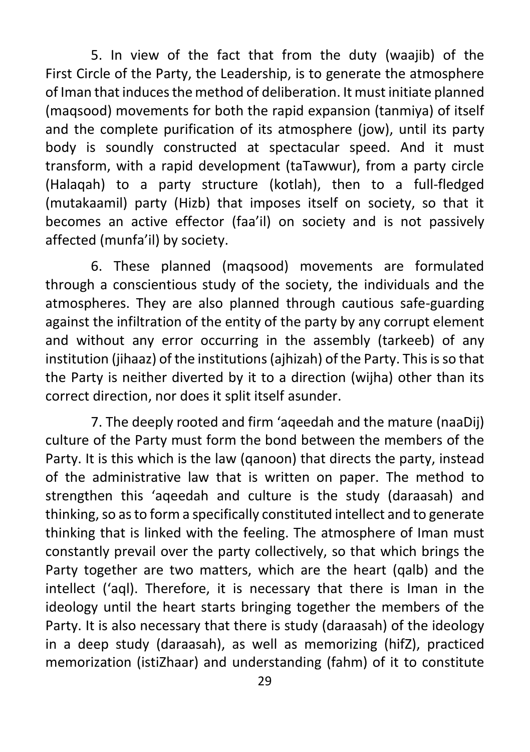5. In view of the fact that from the duty (waajib) of the First Circle of the Party, the Leadership, is to generate the atmosphere of Iman that induces the method of deliberation. It must initiate planned (maqsood) movements for both the rapid expansion (tanmiya) of itself and the complete purification of its atmosphere (jow), until its party body is soundly constructed at spectacular speed. And it must transform, with a rapid development (taTawwur), from a party circle (Halaqah) to a party structure (kotlah), then to a full-fledged (mutakaamil) party (Hizb) that imposes itself on society, so that it becomes an active effector (faa'il) on society and is not passively affected (munfa'il) by society.

6. These planned (maqsood) movements are formulated through a conscientious study of the society, the individuals and the atmospheres. They are also planned through cautious safe-guarding against the infiltration of the entity of the party by any corrupt element and without any error occurring in the assembly (tarkeeb) of any institution (jihaaz) of the institutions (ajhizah) of the Party. This is so that the Party is neither diverted by it to a direction (wijha) other than its correct direction, nor does it split itself asunder.

7. The deeply rooted and firm 'aqeedah and the mature (naaDij) culture of the Party must form the bond between the members of the Party. It is this which is the law (qanoon) that directs the party, instead of the administrative law that is written on paper. The method to strengthen this 'aqeedah and culture is the study (daraasah) and thinking, so as to form a specifically constituted intellect and to generate thinking that is linked with the feeling. The atmosphere of Iman must constantly prevail over the party collectively, so that which brings the Party together are two matters, which are the heart (qalb) and the intellect ('aql). Therefore, it is necessary that there is Iman in the ideology until the heart starts bringing together the members of the Party. It is also necessary that there is study (daraasah) of the ideology in a deep study (daraasah), as well as memorizing (hifZ), practiced memorization (istiZhaar) and understanding (fahm) of it to constitute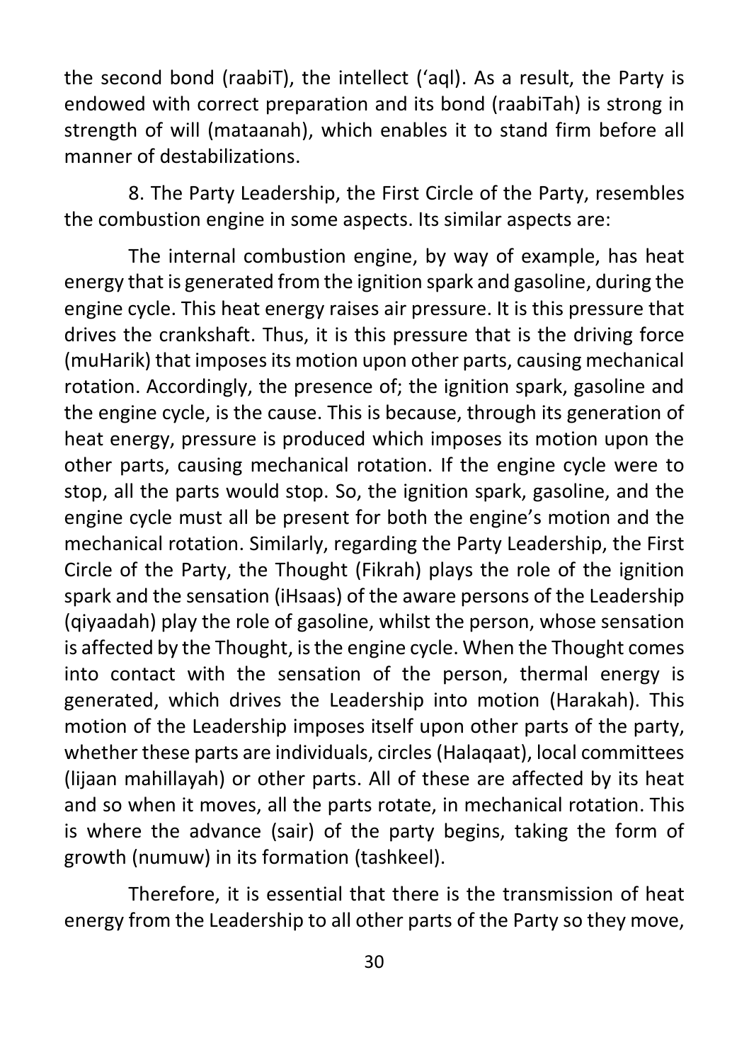the second bond (raabiT), the intellect (‘aql). As a result, the Party is endowed with correct preparation and its bond (raabiTah) is strong in strength of will (mataanah), which enables it to stand firm before all manner of destabilizations.

8. The Party Leadership, the First Circle of the Party, resembles the combustion engine in some aspects. Its similar aspects are:

The internal combustion engine, by way of example, has heat energy that is generated from the ignition spark and gasoline, during the engine cycle. This heat energy raises air pressure. It is this pressure that drives the crankshaft. Thus, it is this pressure that is the driving force (muHarik) that imposes its motion upon other parts, causing mechanical rotation. Accordingly, the presence of; the ignition spark, gasoline and the engine cycle, is the cause. This is because, through its generation of heat energy, pressure is produced which imposes its motion upon the other parts, causing mechanical rotation. If the engine cycle were to stop, all the parts would stop. So, the ignition spark, gasoline, and the engine cycle must all be present for both the engine’s motion and the mechanical rotation. Similarly, regarding the Party Leadership, the First Circle of the Party, the Thought (Fikrah) plays the role of the ignition spark and the sensation (iHsaas) of the aware persons of the Leadership (qiyaadah) play the role of gasoline, whilst the person, whose sensation is affected by the Thought, is the engine cycle. When the Thought comes into contact with the sensation of the person, thermal energy is generated, which drives the Leadership into motion (Harakah). This motion of the Leadership imposes itself upon other parts of the party, whether these parts are individuals, circles (Halaqaat), local committees (lijaan mahillayah) or other parts. All of these are affected by its heat and so when it moves, all the parts rotate, in mechanical rotation. This is where the advance (sair) of the party begins, taking the form of growth (numuw) in its formation (tashkeel).

Therefore, it is essential that there is the transmission of heat energy from the Leadership to all other parts of the Party so they move,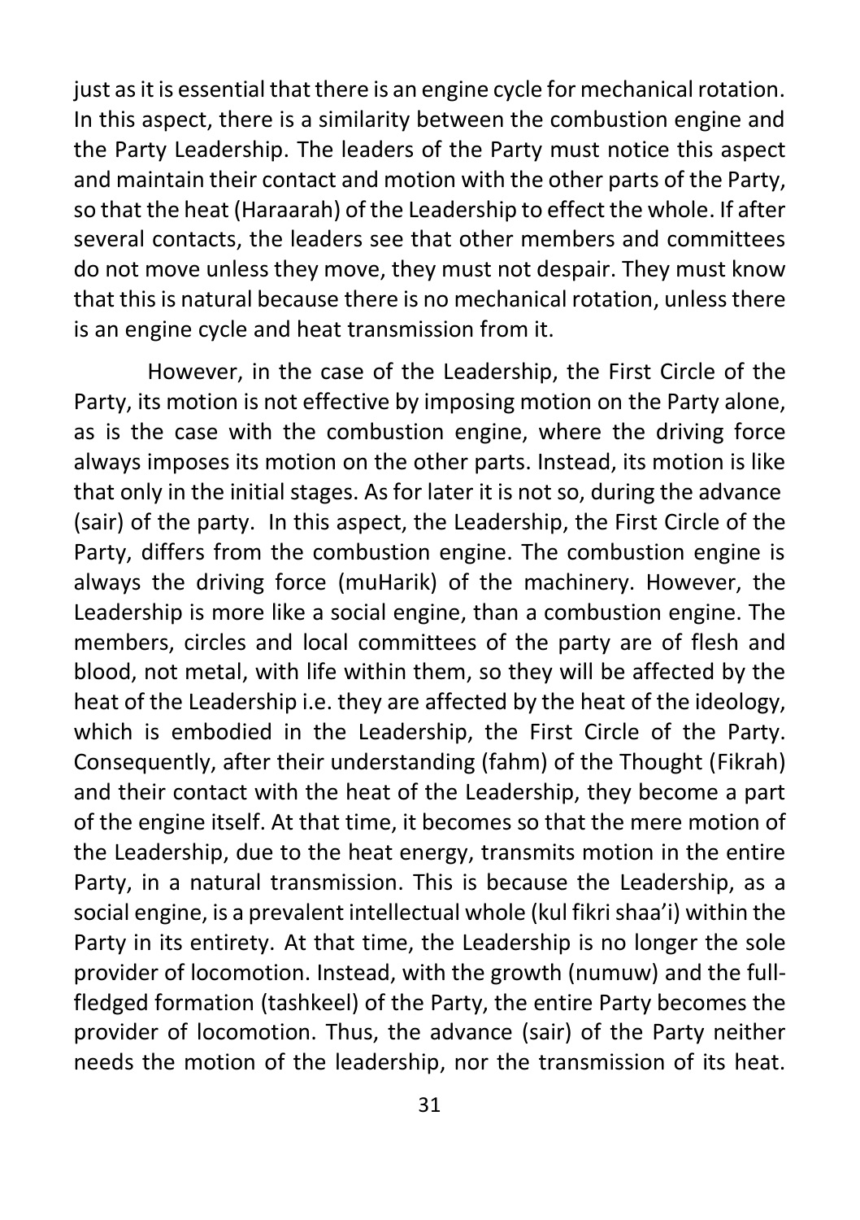just as it is essential that there is an engine cycle for mechanical rotation. In this aspect, there is a similarity between the combustion engine and the Party Leadership. The leaders of the Party must notice this aspect and maintain their contact and motion with the other parts of the Party, so that the heat (Haraarah) of the Leadership to effect the whole. If after several contacts, the leaders see that other members and committees do not move unless they move, they must not despair. They must know that this is natural because there is no mechanical rotation, unless there is an engine cycle and heat transmission from it.

However, in the case of the Leadership, the First Circle of the Party, its motion is not effective by imposing motion on the Party alone, as is the case with the combustion engine, where the driving force always imposes its motion on the other parts. Instead, its motion is like that only in the initial stages. As for later it is not so, during the advance (sair) of the party. In this aspect, the Leadership, the First Circle of the Party, differs from the combustion engine. The combustion engine is always the driving force (muHarik) of the machinery. However, the Leadership is more like a social engine, than a combustion engine. The members, circles and local committees of the party are of flesh and blood, not metal, with life within them, so they will be affected by the heat of the Leadership i.e. they are affected by the heat of the ideology, which is embodied in the Leadership, the First Circle of the Party. Consequently, after their understanding (fahm) of the Thought (Fikrah) and their contact with the heat of the Leadership, they become a part of the engine itself. At that time, it becomes so that the mere motion of the Leadership, due to the heat energy, transmits motion in the entire Party, in a natural transmission. This is because the Leadership, as a social engine, is a prevalent intellectual whole (kul fikri shaa'i) within the Party in its entirety. At that time, the Leadership is no longer the sole provider of locomotion. Instead, with the growth (numuw) and the full-fledged formation (tashkeel) of the Party, the entire Party becomes the provider of locomotion. Thus, the advance (sair) of the Party neither needs the motion of the leadership, nor the transmission of its heat.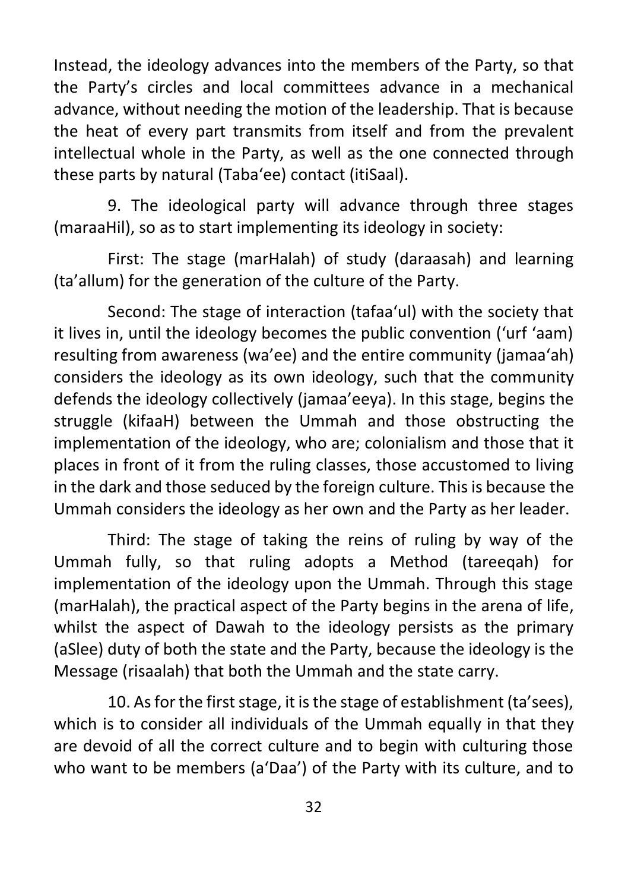Instead, the ideology advances into the members of the Party, so that the Party's circles and local committees advance in a mechanical advance, without needing the motion of the leadership. That is because the heat of every part transmits from itself and from the prevalent intellectual whole in the Party, as well as the one connected through these parts by natural (Taba'ee) contact (itiSaal).

9. The ideological party will advance through three stages (maraaHil), so as to start implementing its ideology in society:

First: The stage (marHalah) of study (daraasah) and learning (ta'allum) for the generation of the culture of the Party.

Second: The stage of interaction (tafaa'ul) with the society that it lives in, until the ideology becomes the public convention ('urf 'aam) resulting from awareness (wa'ee) and the entire community (jamaa'ah) considers the ideology as its own ideology, such that the community defends the ideology collectively (jamaa'eeya). In this stage, begins the struggle (kifaaH) between the Ummah and those obstructing the implementation of the ideology, who are; colonialism and those that it places in front of it from the ruling classes, those accustomed to living in the dark and those seduced by the foreign culture. This is because the Ummah considers the ideology as her own and the Party as her leader.

Third: The stage of taking the reins of ruling by way of the Ummah fully, so that ruling adopts a Method (tareeqah) for implementation of the ideology upon the Ummah. Through this stage (marHalah), the practical aspect of the Party begins in the arena of life, whilst the aspect of Dawah to the ideology persists as the primary (aSlee) duty of both the state and the Party, because the ideology is the Message (risaalah) that both the Ummah and the state carry.

10. As for the first stage, it is the stage of establishment (ta'sees), which is to consider all individuals of the Ummah equally in that they are devoid of all the correct culture and to begin with culturing those who want to be members (a'Daa') of the Party with its culture, and to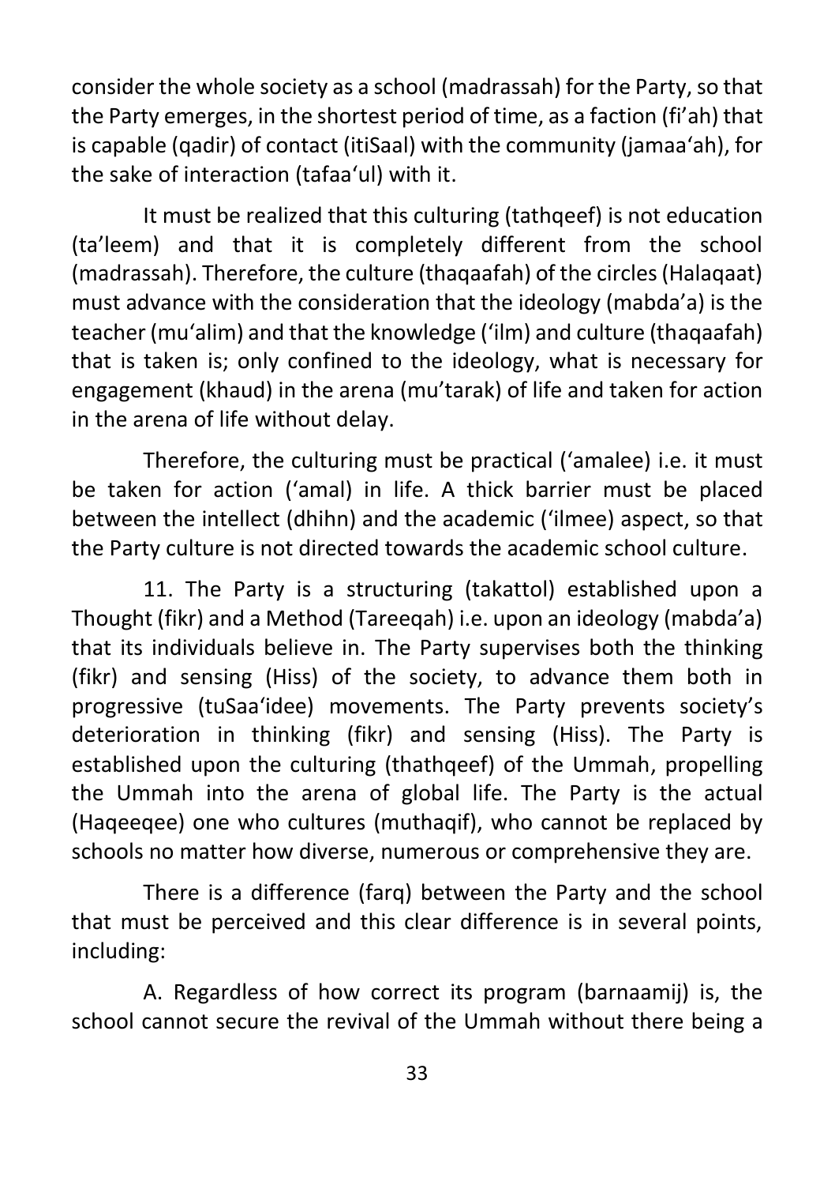consider the whole society as a school (madrassah) for the Party, so that the Party emerges, in the shortest period of time, as a faction (fi'ah) that is capable (qadir) of contact (itiSaal) with the community (jamaa'ah), for the sake of interaction (tafaa'ul) with it.

It must be realized that this culturing (tathqeef) is not education (ta'leem) and that it is completely different from the school (madrassah). Therefore, the culture (thaqaafah) of the circles (Halaqaat) must advance with the consideration that the ideology (mabda'a) is the teacher (mu'alim) and that the knowledge ('ilm) and culture (thaqaafah) that is taken is; only confined to the ideology, what is necessary for engagement (khaud) in the arena (mu'tarak) of life and taken for action in the arena of life without delay.

Therefore, the culturing must be practical ('amalee) i.e. it must be taken for action ('amal) in life. A thick barrier must be placed between the intellect (dhihn) and the academic ('ilmee) aspect, so that the Party culture is not directed towards the academic school culture.

11. The Party is a structuring (takattol) established upon a Thought (fikr) and a Method (Tareeqah) i.e. upon an ideology (mabda'a) that its individuals believe in. The Party supervises both the thinking (fikr) and sensing (Hiss) of the society, to advance them both in progressive (tuSaa'idee) movements. The Party prevents society's deterioration in thinking (fikr) and sensing (Hiss). The Party is established upon the culturing (thathqeef) of the Ummah, propelling the Ummah into the arena of global life. The Party is the actual (Haqeeqee) one who cultures (muthaqif), who cannot be replaced by schools no matter how diverse, numerous or comprehensive they are.

There is a difference (farq) between the Party and the school that must be perceived and this clear difference is in several points, including:

A. Regardless of how correct its program (barnaamij) is, the school cannot secure the revival of the Ummah without there being a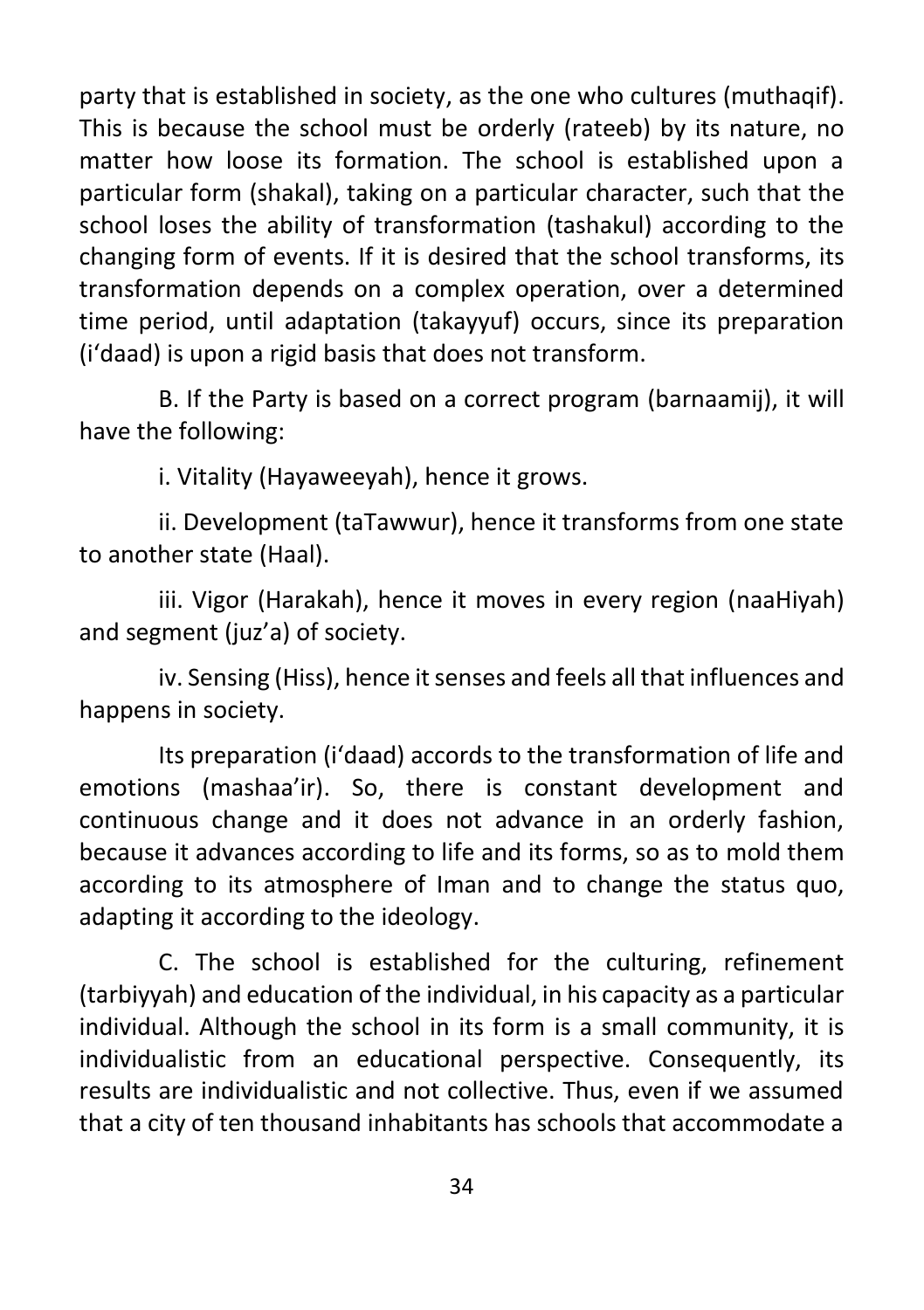party that is established in society, as the one who cultures (muthaqif). This is because the school must be orderly (rateeb) by its nature, no matter how loose its formation. The school is established upon a particular form (shakal), taking on a particular character, such that the school loses the ability of transformation (tashakul) according to the changing form of events. If it is desired that the school transforms, its transformation depends on a complex operation, over a determined time period, until adaptation (takayyuf) occurs, since its preparation (i'daad) is upon a rigid basis that does not transform.

B. If the Party is based on a correct program (barnaamij), it will have the following:

i. Vitality (Hayaweeyah), hence it grows.

ii. Development (taTawwur), hence it transforms from one state to another state (Haal).

iii. Vigor (Harakah), hence it moves in every region (naaHiyah) and segment (juz'a) of society.

iv. Sensing (Hiss), hence it senses and feels all that influences and happens in society.

Its preparation (i'daad) accords to the transformation of life and emotions (mashaa'ir). So, there is constant development and continuous change and it does not advance in an orderly fashion, because it advances according to life and its forms, so as to mold them according to its atmosphere of Iman and to change the status quo, adapting it according to the ideology.

C. The school is established for the culturing, refinement (tarbiyyah) and education of the individual, in his capacity as a particular individual. Although the school in its form is a small community, it is individualistic from an educational perspective. Consequently, its results are individualistic and not collective. Thus, even if we assumed that a city of ten thousand inhabitants has schools that accommodate a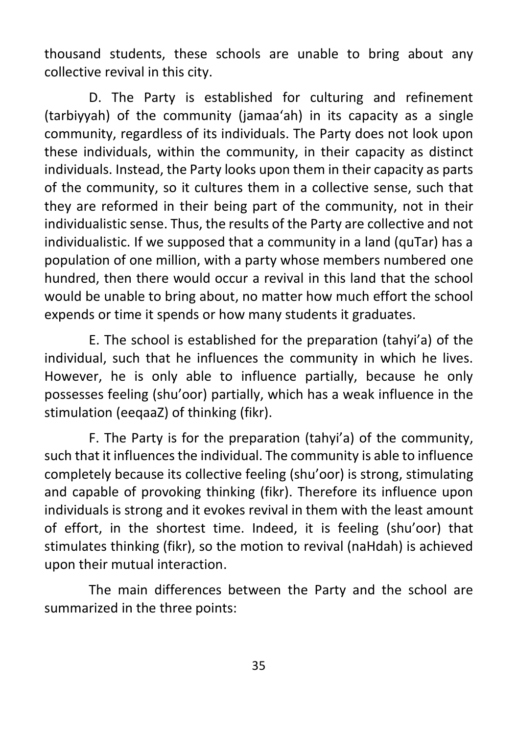thousand students, these schools are unable to bring about any collective revival in this city.

D. The Party is established for culturing and refinement (tarbiyyah) of the community (jamaa‘ah) in its capacity as a single community, regardless of its individuals. The Party does not look upon these individuals, within the community, in their capacity as distinct individuals. Instead, the Party looks upon them in their capacity as parts of the community, so it cultures them in a collective sense, such that they are reformed in their being part of the community, not in their individualistic sense. Thus, the results of the Party are collective and not individualistic. If we supposed that a community in a land (quTar) has a population of one million, with a party whose members numbered one hundred, then there would occur a revival in this land that the school would be unable to bring about, no matter how much effort the school expends or time it spends or how many students it graduates.

E. The school is established for the preparation (tahyi’a) of the individual, such that he influences the community in which he lives. However, he is only able to influence partially, because he only possesses feeling (shu’oor) partially, which has a weak influence in the stimulation (eeqaaZ) of thinking (fikr).

F. The Party is for the preparation (tahyi’a) of the community, such that it influences the individual. The community is able to influence completely because its collective feeling (shu’oor) is strong, stimulating and capable of provoking thinking (fikr). Therefore its influence upon individuals is strong and it evokes revival in them with the least amount of effort, in the shortest time. Indeed, it is feeling (shu’oor) that stimulates thinking (fikr), so the motion to revival (naHdah) is achieved upon their mutual interaction.

The main differences between the Party and the school are summarized in the three points: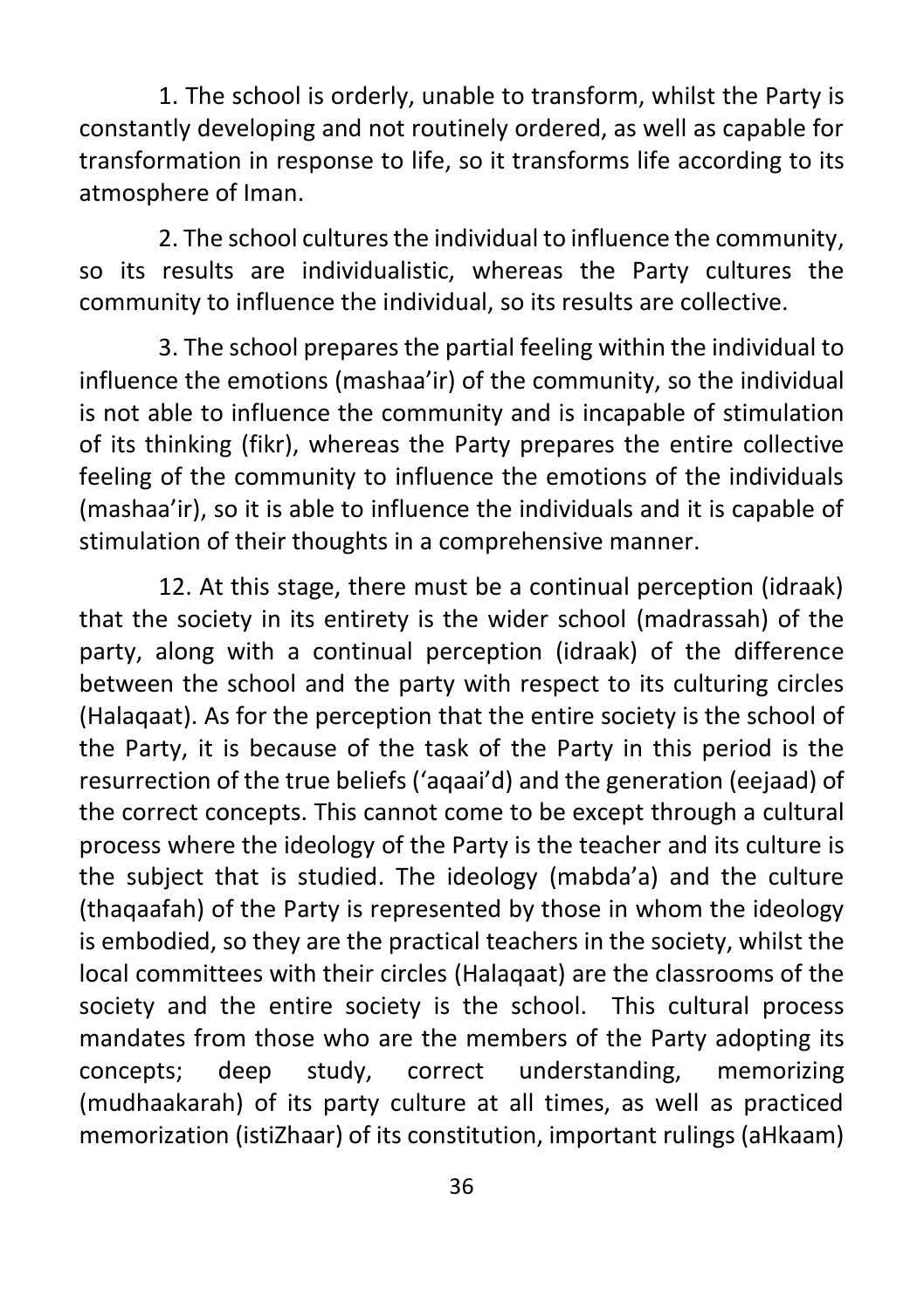1. The school is orderly, unable to transform, whilst the Party is constantly developing and not routinely ordered, as well as capable for transformation in response to life, so it transforms life according to its atmosphere of Iman.

2. The school cultures the individual to influence the community, so its results are individualistic, whereas the Party cultures the community to influence the individual, so its results are collective.

3. The school prepares the partial feeling within the individual to influence the emotions (mashaa'ir) of the community, so the individual is not able to influence the community and is incapable of stimulation of its thinking (fikr), whereas the Party prepares the entire collective feeling of the community to influence the emotions of the individuals (mashaa'ir), so it is able to influence the individuals and it is capable of stimulation of their thoughts in a comprehensive manner.

12. At this stage, there must be a continual perception (idraak) that the society in its entirety is the wider school (madrassah) of the party, along with a continual perception (idraak) of the difference between the school and the party with respect to its culturing circles (Halaqaat). As for the perception that the entire society is the school of the Party, it is because of the task of the Party in this period is the resurrection of the true beliefs ('aqaai'd) and the generation (eejaad) of the correct concepts. This cannot come to be except through a cultural process where the ideology of the Party is the teacher and its culture is the subject that is studied. The ideology (mabda'a) and the culture (thaqaafah) of the Party is represented by those in whom the ideology is embodied, so they are the practical teachers in the society, whilst the local committees with their circles (Halaqaat) are the classrooms of the society and the entire society is the school. This cultural process mandates from those who are the members of the Party adopting its concepts; deep study, correct understanding, memorizing (mudhaakarah) of its party culture at all times, as well as practiced memorization (istiZhaar) of its constitution, important rulings (aHkaam)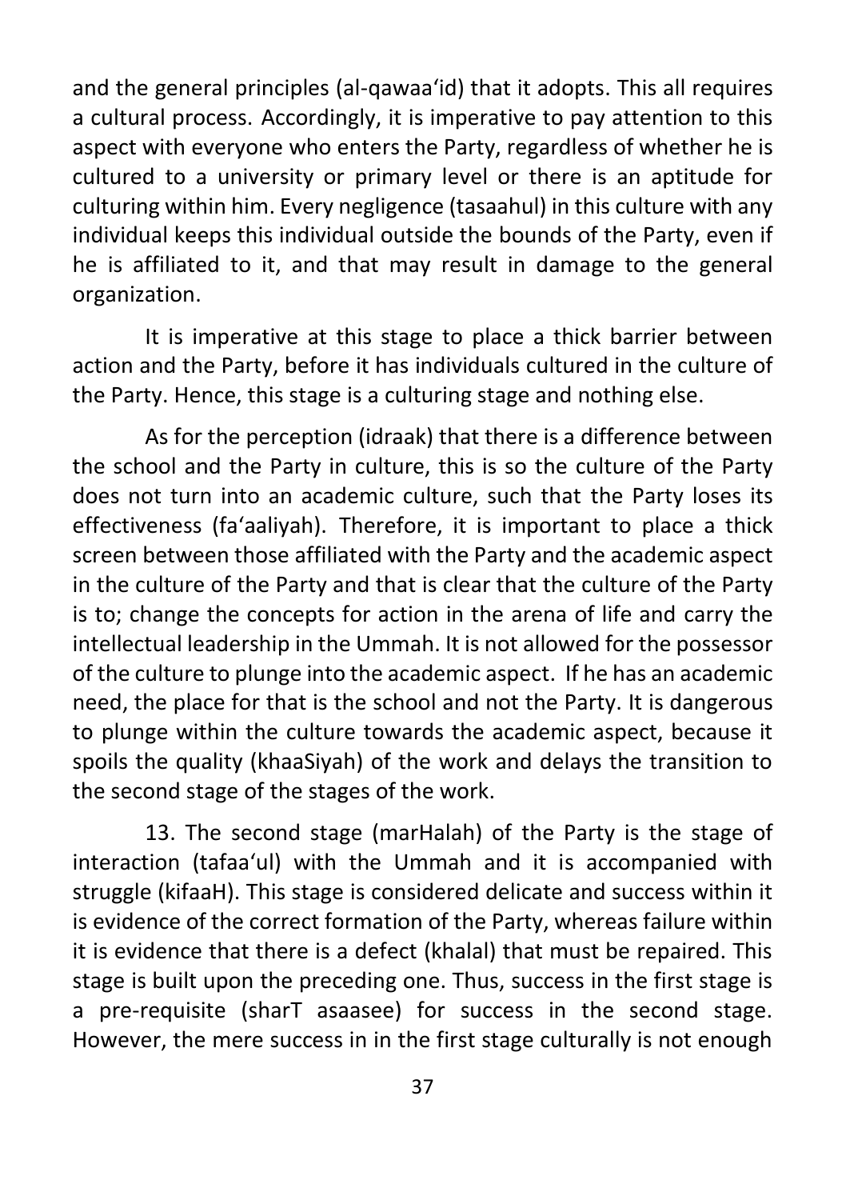and the general principles (al-qawaa'id) that it adopts. This all requires a cultural process. Accordingly, it is imperative to pay attention to this aspect with everyone who enters the Party, regardless of whether he is cultured to a university or primary level or there is an aptitude for culturing within him. Every negligence (tasaahul) in this culture with any individual keeps this individual outside the bounds of the Party, even if he is affiliated to it, and that may result in damage to the general organization.

It is imperative at this stage to place a thick barrier between action and the Party, before it has individuals cultured in the culture of the Party. Hence, this stage is a culturing stage and nothing else.

As for the perception (idraak) that there is a difference between the school and the Party in culture, this is so the culture of the Party does not turn into an academic culture, such that the Party loses its effectiveness (fa'aaliyah). Therefore, it is important to place a thick screen between those affiliated with the Party and the academic aspect in the culture of the Party and that is clear that the culture of the Party is to; change the concepts for action in the arena of life and carry the intellectual leadership in the Ummah. It is not allowed for the possessor of the culture to plunge into the academic aspect. If he has an academic need, the place for that is the school and not the Party. It is dangerous to plunge within the culture towards the academic aspect, because it spoils the quality (khaaSiyah) of the work and delays the transition to the second stage of the stages of the work.

13. The second stage (marHalah) of the Party is the stage of interaction (tafaa'ul) with the Ummah and it is accompanied with struggle (kifaaH). This stage is considered delicate and success within it is evidence of the correct formation of the Party, whereas failure within it is evidence that there is a defect (khalal) that must be repaired. This stage is built upon the preceding one. Thus, success in the first stage is a pre-requisite (sharT asaasee) for success in the second stage. However, the mere success in in the first stage culturally is not enough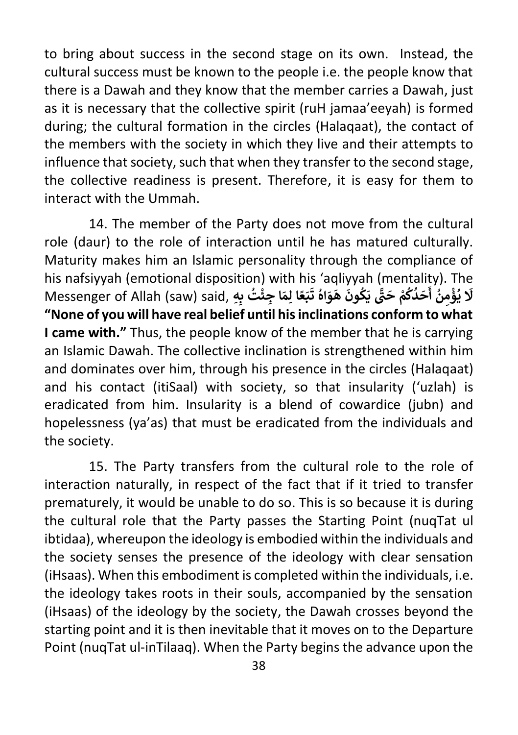to bring about success in the second stage on its own. Instead, the cultural success must be known to the people i.e. the people know that there is a Dawah and they know that the member carries a Dawah, just as it is necessary that the collective spirit (ruH jamaa'eeyah) is formed during; the cultural formation in the circles (Halaqaat), the contact of the members with the society in which they live and their attempts to influence that society, such that when they transfer to the second stage, the collective readiness is present. Therefore, it is easy for them to interact with the Ummah.

14. The member of the Party does not move from the cultural role (daur) to the role of interaction until he has matured culturally. Maturity makes him an Islamic personality through the compliance of his nafsiyyah (emotional disposition) with his 'aqliyyah (mentality). The Messenger of Allah (saw) said, **لَا يُؤْمِنُ أَحَدُكُمْ حَتَّى يَكُونَ هَوَاهُ تَبَعًا لِمَا جِئْتُ بِهِ** **"None of you will have real belief until his inclinations conform to what I came with."** Thus, the people know of the member that he is carrying an Islamic Dawah. The collective inclination is strengthened within him and dominates over him, through his presence in the circles (Halaqaat) and his contact (itiSaal) with society, so that insularity ('uzlah) is eradicated from him. Insularity is a blend of cowardice (jubn) and hopelessness (ya'as) that must be eradicated from the individuals and the society.

15. The Party transfers from the cultural role to the role of interaction naturally, in respect of the fact that if it tried to transfer prematurely, it would be unable to do so. This is so because it is during the cultural role that the Party passes the Starting Point (nuqTat ul ibtidaa), whereupon the ideology is embodied within the individuals and the society senses the presence of the ideology with clear sensation (iHsaas). When this embodiment is completed within the individuals, i.e. the ideology takes roots in their souls, accompanied by the sensation (iHsaas) of the ideology by the society, the Dawah crosses beyond the starting point and it is then inevitable that it moves on to the Departure Point (nuqTat ul-inTilaaq). When the Party begins the advance upon the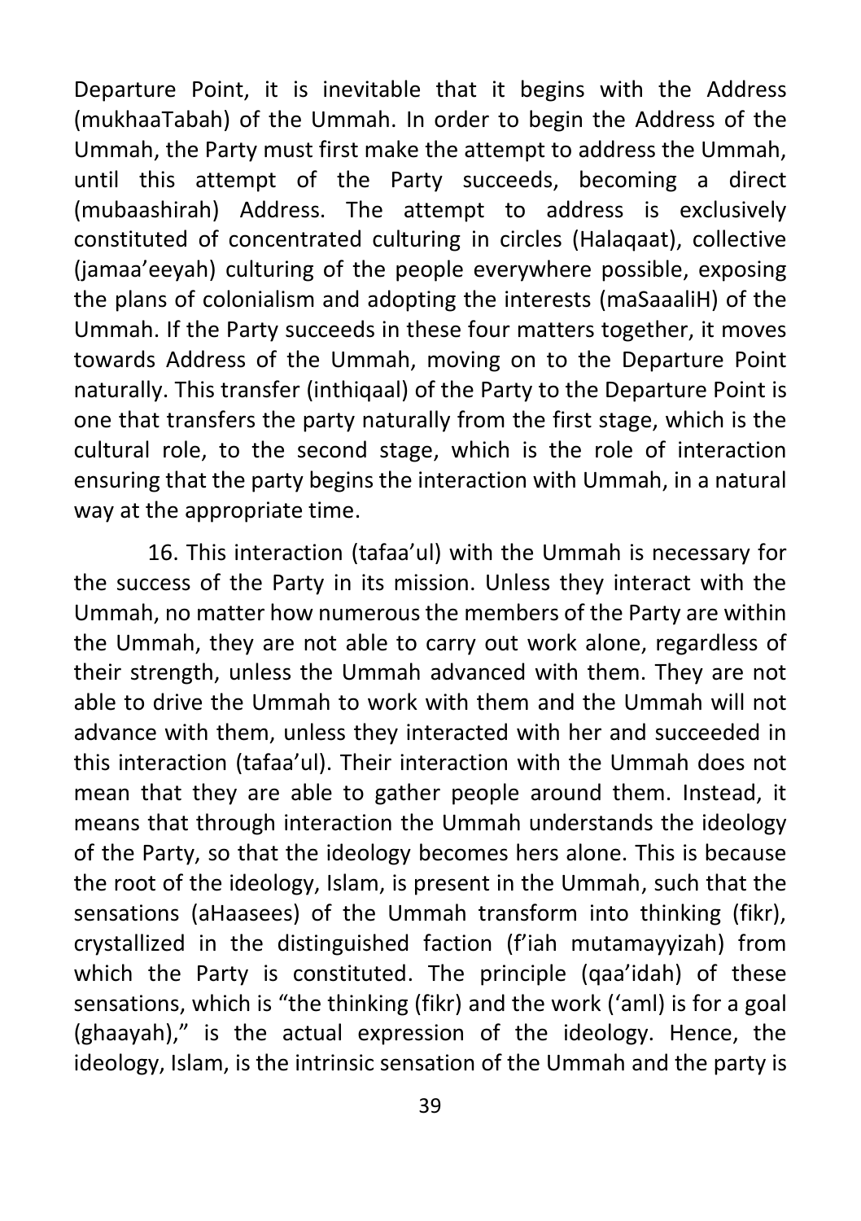Departure Point, it is inevitable that it begins with the Address (mukhaaTabah) of the Ummah. In order to begin the Address of the Ummah, the Party must first make the attempt to address the Ummah, until this attempt of the Party succeeds, becoming a direct (mubaashirah) Address. The attempt to address is exclusively constituted of concentrated culturing in circles (Halaqaat), collective (jamaa'eeyah) culturing of the people everywhere possible, exposing the plans of colonialism and adopting the interests (maSaaaliH) of the Ummah. If the Party succeeds in these four matters together, it moves towards Address of the Ummah, moving on to the Departure Point naturally. This transfer (inthiqaal) of the Party to the Departure Point is one that transfers the party naturally from the first stage, which is the cultural role, to the second stage, which is the role of interaction ensuring that the party begins the interaction with Ummah, in a natural way at the appropriate time.

16. This interaction (tafaa'ul) with the Ummah is necessary for the success of the Party in its mission. Unless they interact with the Ummah, no matter how numerous the members of the Party are within the Ummah, they are not able to carry out work alone, regardless of their strength, unless the Ummah advanced with them. They are not able to drive the Ummah to work with them and the Ummah will not advance with them, unless they interacted with her and succeeded in this interaction (tafaa'ul). Their interaction with the Ummah does not mean that they are able to gather people around them. Instead, it means that through interaction the Ummah understands the ideology of the Party, so that the ideology becomes hers alone. This is because the root of the ideology, Islam, is present in the Ummah, such that the sensations (aHaasees) of the Ummah transform into thinking (fikr), crystallized in the distinguished faction (f'iah mutamayyizah) from which the Party is constituted. The principle (qaa'idah) of these sensations, which is "the thinking (fikr) and the work ('aml) is for a goal (ghaayah)," is the actual expression of the ideology. Hence, the ideology, Islam, is the intrinsic sensation of the Ummah and the party is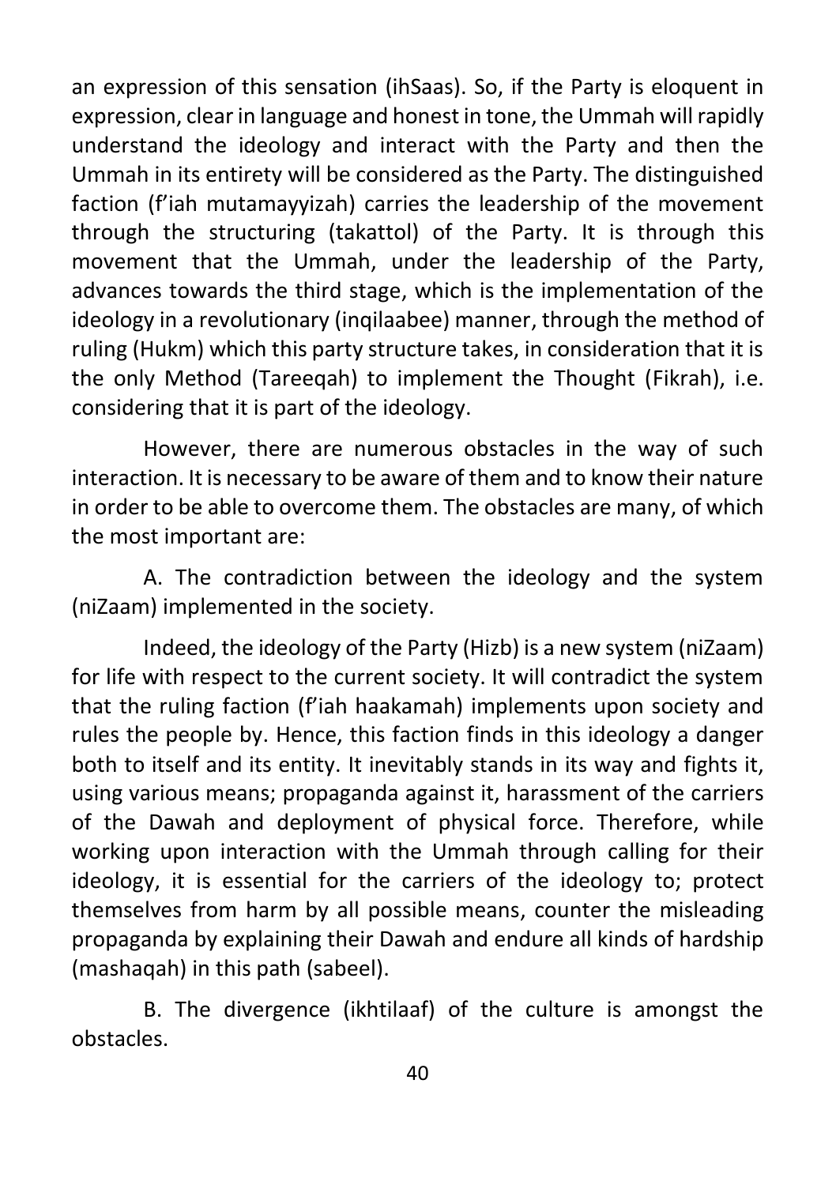an expression of this sensation (ihSaas). So, if the Party is eloquent in expression, clear in language and honest in tone, the Ummah will rapidly understand the ideology and interact with the Party and then the Ummah in its entirety will be considered as the Party. The distinguished faction (f'iah mutamayyizah) carries the leadership of the movement through the structuring (takattol) of the Party. It is through this movement that the Ummah, under the leadership of the Party, advances towards the third stage, which is the implementation of the ideology in a revolutionary (inqilaabee) manner, through the method of ruling (Hukm) which this party structure takes, in consideration that it is the only Method (Tareeqah) to implement the Thought (Fikrah), i.e. considering that it is part of the ideology.

However, there are numerous obstacles in the way of such interaction. It is necessary to be aware of them and to know their nature in order to be able to overcome them. The obstacles are many, of which the most important are:

A. The contradiction between the ideology and the system (niZaam) implemented in the society.

Indeed, the ideology of the Party (Hizb) is a new system (niZaam) for life with respect to the current society. It will contradict the system that the ruling faction (f'iah haakamah) implements upon society and rules the people by. Hence, this faction finds in this ideology a danger both to itself and its entity. It inevitably stands in its way and fights it, using various means; propaganda against it, harassment of the carriers of the Dawah and deployment of physical force. Therefore, while working upon interaction with the Ummah through calling for their ideology, it is essential for the carriers of the ideology to; protect themselves from harm by all possible means, counter the misleading propaganda by explaining their Dawah and endure all kinds of hardship (mashaqah) in this path (sabeel).

B. The divergence (ikhtilaaf) of the culture is amongst the obstacles.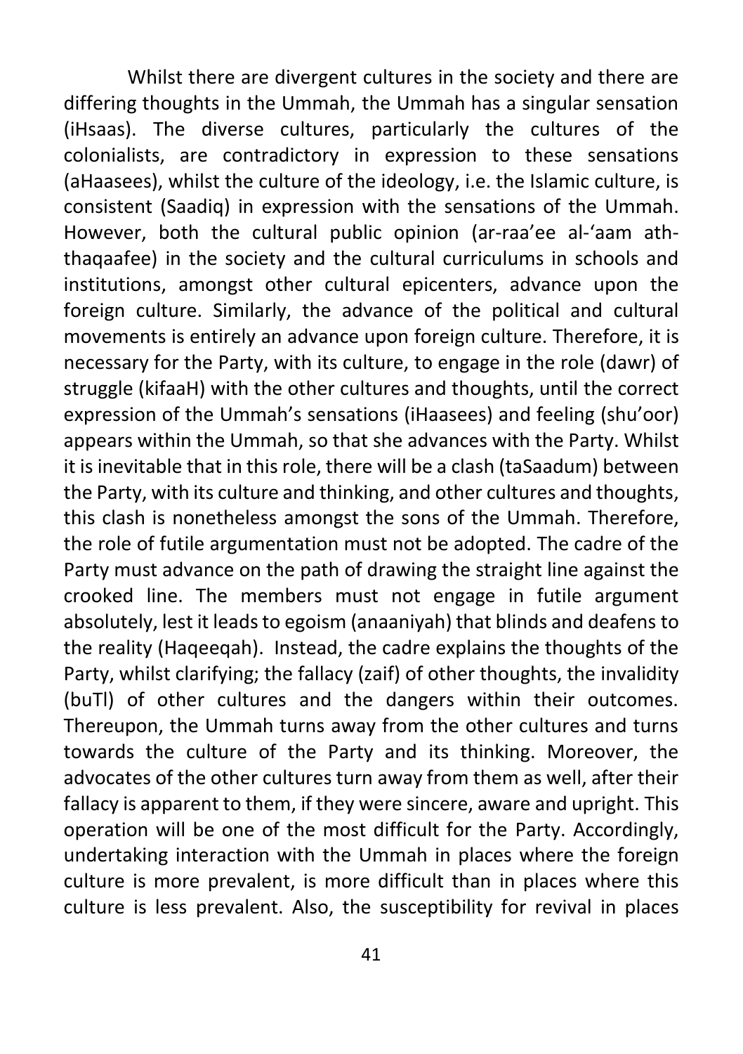Whilst there are divergent cultures in the society and there are differing thoughts in the Ummah, the Ummah has a singular sensation (iHsaas). The diverse cultures, particularly the cultures of the colonialists, are contradictory in expression to these sensations (aHaasees), whilst the culture of the ideology, i.e. the Islamic culture, is consistent (Saadiq) in expression with the sensations of the Ummah. However, both the cultural public opinion (ar-raa'ee al-'aam ath-thaqaafee) in the society and the cultural curriculums in schools and institutions, amongst other cultural epicenters, advance upon the foreign culture. Similarly, the advance of the political and cultural movements is entirely an advance upon foreign culture. Therefore, it is necessary for the Party, with its culture, to engage in the role (dawr) of struggle (kifaaH) with the other cultures and thoughts, until the correct expression of the Ummah's sensations (iHaasees) and feeling (shu'oor) appears within the Ummah, so that she advances with the Party. Whilst it is inevitable that in this role, there will be a clash (taSaadum) between the Party, with its culture and thinking, and other cultures and thoughts, this clash is nonetheless amongst the sons of the Ummah. Therefore, the role of futile argumentation must not be adopted. The cadre of the Party must advance on the path of drawing the straight line against the crooked line. The members must not engage in futile argument absolutely, lest it leads to egoism (anaaniyah) that blinds and deafens to the reality (Haqeeqah). Instead, the cadre explains the thoughts of the Party, whilst clarifying; the fallacy (zaif) of other thoughts, the invalidity (buTl) of other cultures and the dangers within their outcomes. Thereupon, the Ummah turns away from the other cultures and turns towards the culture of the Party and its thinking. Moreover, the advocates of the other cultures turn away from them as well, after their fallacy is apparent to them, if they were sincere, aware and upright. This operation will be one of the most difficult for the Party. Accordingly, undertaking interaction with the Ummah in places where the foreign culture is more prevalent, is more difficult than in places where this culture is less prevalent. Also, the susceptibility for revival in places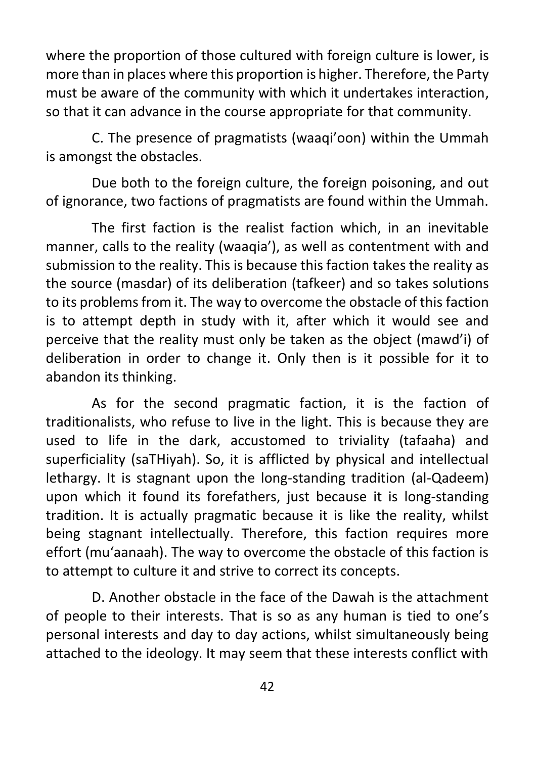where the proportion of those cultured with foreign culture is lower, is more than in places where this proportion is higher. Therefore, the Party must be aware of the community with which it undertakes interaction, so that it can advance in the course appropriate for that community.

C. The presence of pragmatists (waaqi'oon) within the Ummah is amongst the obstacles.

Due both to the foreign culture, the foreign poisoning, and out of ignorance, two factions of pragmatists are found within the Ummah.

The first faction is the realist faction which, in an inevitable manner, calls to the reality (waaqia'), as well as contentment with and submission to the reality. This is because this faction takes the reality as the source (masdar) of its deliberation (tafkeer) and so takes solutions to its problems from it. The way to overcome the obstacle of this faction is to attempt depth in study with it, after which it would see and perceive that the reality must only be taken as the object (mawd'i) of deliberation in order to change it. Only then is it possible for it to abandon its thinking.

As for the second pragmatic faction, it is the faction of traditionalists, who refuse to live in the light. This is because they are used to life in the dark, accustomed to triviality (tafaaha) and superficiality (saTHiyah). So, it is afflicted by physical and intellectual lethargy. It is stagnant upon the long-standing tradition (al-Qadeem) upon which it found its forefathers, just because it is long-standing tradition. It is actually pragmatic because it is like the reality, whilst being stagnant intellectually. Therefore, this faction requires more effort (mu'aanaah). The way to overcome the obstacle of this faction is to attempt to culture it and strive to correct its concepts.

D. Another obstacle in the face of the Dawah is the attachment of people to their interests. That is so as any human is tied to one's personal interests and day to day actions, whilst simultaneously being attached to the ideology. It may seem that these interests conflict with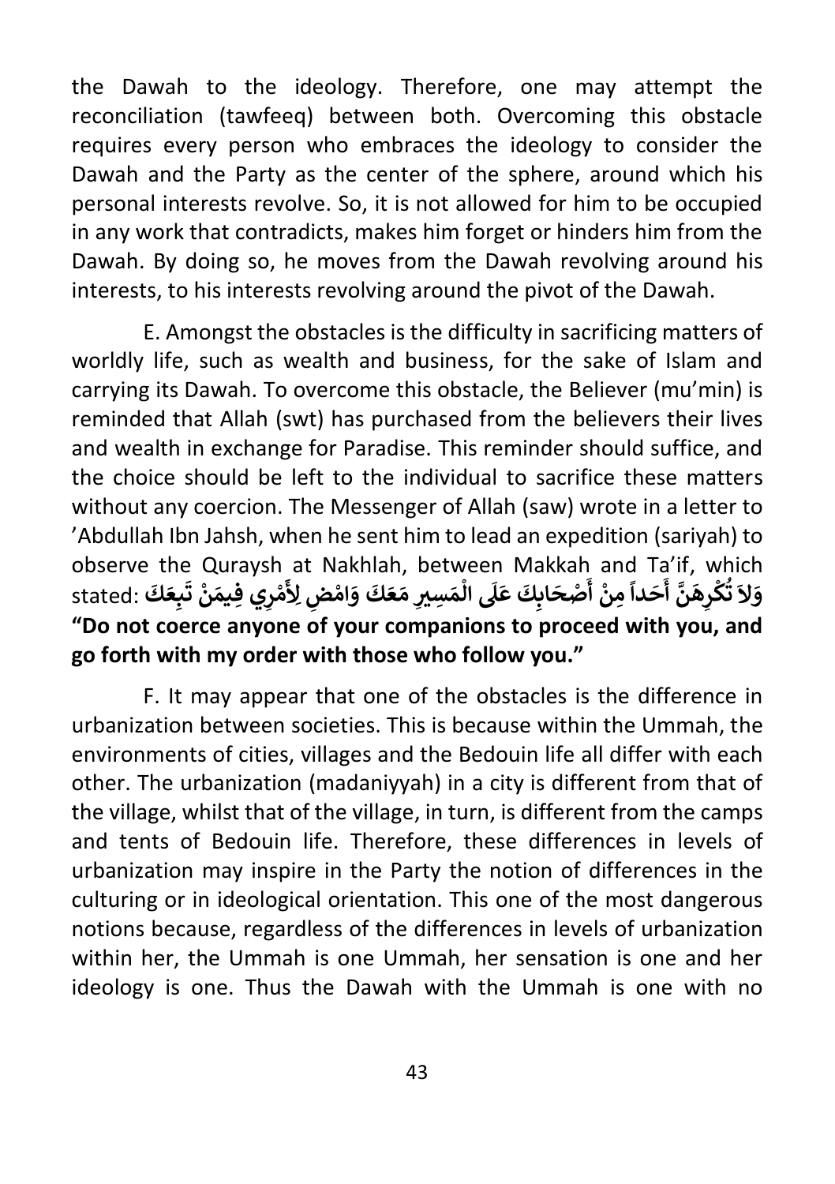the Dawah to the ideology. Therefore, one may attempt the reconciliation (tawfeeq) between both. Overcoming this obstacle requires every person who embraces the ideology to consider the Dawah and the Party as the center of the sphere, around which his personal interests revolve. So, it is not allowed for him to be occupied in any work that contradicts, makes him forget or hinders him from the Dawah. By doing so, he moves from the Dawah revolving around his interests, to his interests revolving around the pivot of the Dawah.

E. Amongst the obstacles is the difficulty in sacrificing matters of worldly life, such as wealth and business, for the sake of Islam and carrying its Dawah. To overcome this obstacle, the Believer (mu'min) is reminded that Allah (swt) has purchased from the believers their lives and wealth in exchange for Paradise. This reminder should suffice, and the choice should be left to the individual to sacrifice these matters without any coercion. The Messenger of Allah (saw) wrote in a letter to 'Abdullah Ibn Jahsh, when he sent him to lead an expedition (sariyah) to observe the Quraysh at Nakhlah, between Makkah and Ta'if, which stated: **وَلاَ تُكْرِهَنَّ أَحَداً مِنْ أَصْحَابِكَ عَلَى الْمَسِيرِ مَعَكَ وَامْضِ لِأَمْرِي فِيمَنْ تَبِعَكَ** **"Do not coerce anyone of your companions to proceed with you, and go forth with my order with those who follow you."**

F. It may appear that one of the obstacles is the difference in urbanization between societies. This is because within the Ummah, the environments of cities, villages and the Bedouin life all differ with each other. The urbanization (madaniyyah) in a city is different from that of the village, whilst that of the village, in turn, is different from the camps and tents of Bedouin life. Therefore, these differences in levels of urbanization may inspire in the Party the notion of differences in the culturing or in ideological orientation. This one of the most dangerous notions because, regardless of the differences in levels of urbanization within her, the Ummah is one Ummah, her sensation is one and her ideology is one. Thus the Dawah with the Ummah is one with no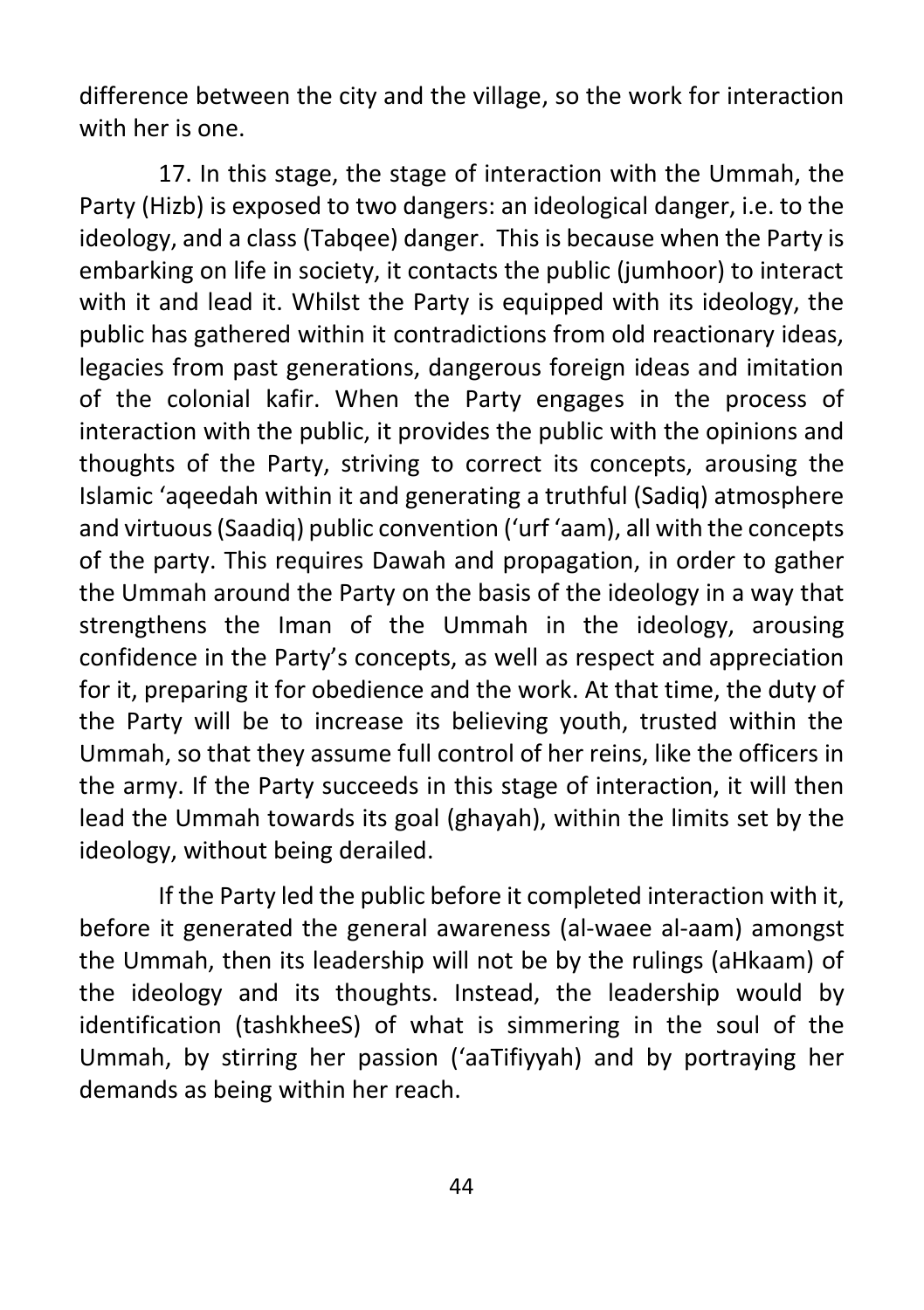difference between the city and the village, so the work for interaction with her is one.

17. In this stage, the stage of interaction with the Ummah, the Party (Hizb) is exposed to two dangers: an ideological danger, i.e. to the ideology, and a class (Tabqee) danger. This is because when the Party is embarking on life in society, it contacts the public (jumhoor) to interact with it and lead it. Whilst the Party is equipped with its ideology, the public has gathered within it contradictions from old reactionary ideas, legacies from past generations, dangerous foreign ideas and imitation of the colonial kafir. When the Party engages in the process of interaction with the public, it provides the public with the opinions and thoughts of the Party, striving to correct its concepts, arousing the Islamic 'aqeedah within it and generating a truthful (Sadiq) atmosphere and virtuous (Saadiq) public convention ('urf 'aam), all with the concepts of the party. This requires Dawah and propagation, in order to gather the Ummah around the Party on the basis of the ideology in a way that strengthens the Iman of the Ummah in the ideology, arousing confidence in the Party's concepts, as well as respect and appreciation for it, preparing it for obedience and the work. At that time, the duty of the Party will be to increase its believing youth, trusted within the Ummah, so that they assume full control of her reins, like the officers in the army. If the Party succeeds in this stage of interaction, it will then lead the Ummah towards its goal (ghayah), within the limits set by the ideology, without being derailed.

If the Party led the public before it completed interaction with it, before it generated the general awareness (al-waee al-aam) amongst the Ummah, then its leadership will not be by the rulings (aHkaam) of the ideology and its thoughts. Instead, the leadership would by identification (tashkheeS) of what is simmering in the soul of the Ummah, by stirring her passion ('aaTifiyyah) and by portraying her demands as being within her reach.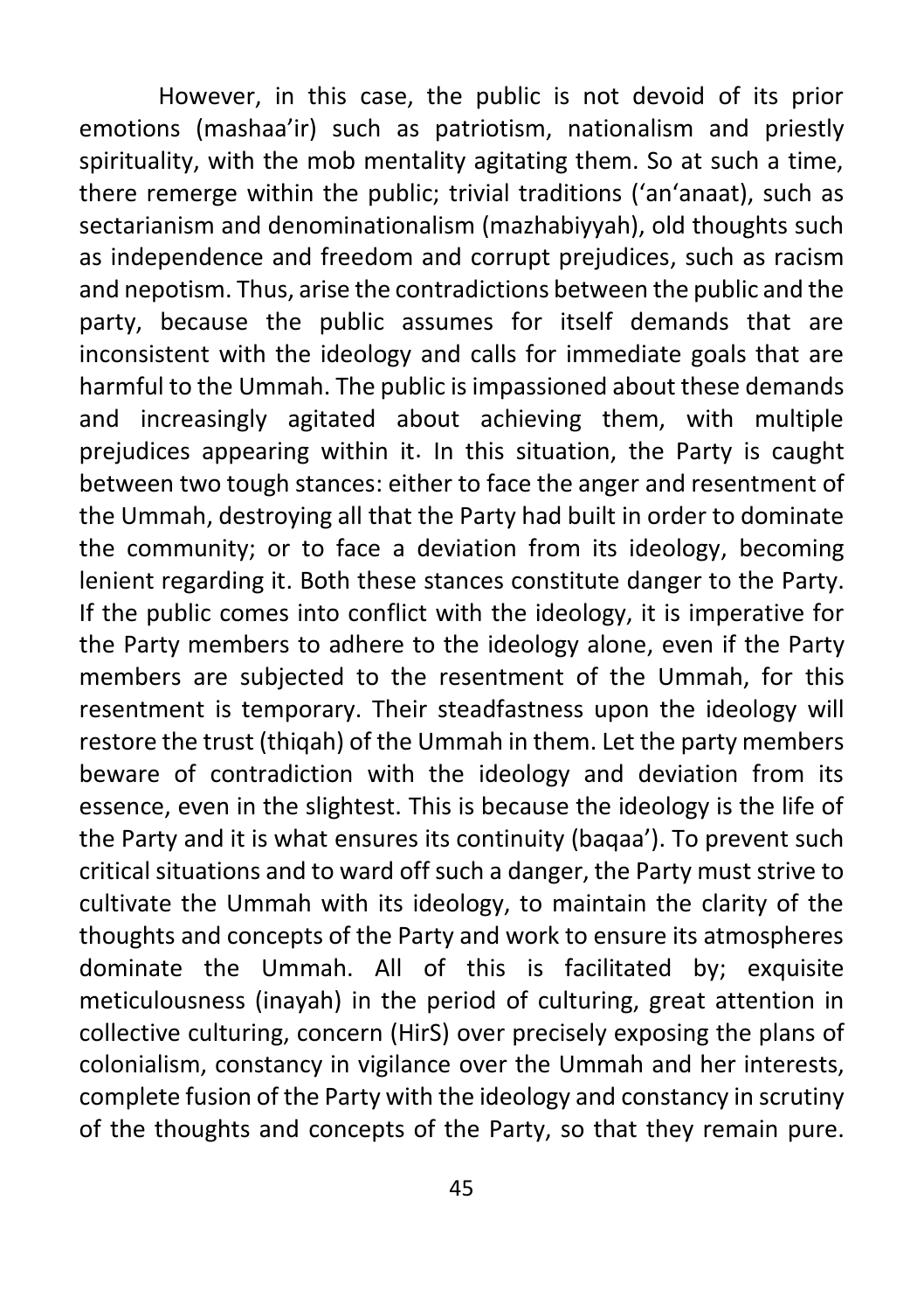However, in this case, the public is not devoid of its prior emotions (mashaa'ir) such as patriotism, nationalism and priestly spirituality, with the mob mentality agitating them. So at such a time, there remerge within the public; trivial traditions ('an'anaat), such as sectarianism and denominationalism (mazhabiyyah), old thoughts such as independence and freedom and corrupt prejudices, such as racism and nepotism. Thus, arise the contradictions between the public and the party, because the public assumes for itself demands that are inconsistent with the ideology and calls for immediate goals that are harmful to the Ummah. The public is impassioned about these demands and increasingly agitated about achieving them, with multiple prejudices appearing within it. In this situation, the Party is caught between two tough stances: either to face the anger and resentment of the Ummah, destroying all that the Party had built in order to dominate the community; or to face a deviation from its ideology, becoming lenient regarding it. Both these stances constitute danger to the Party. If the public comes into conflict with the ideology, it is imperative for the Party members to adhere to the ideology alone, even if the Party members are subjected to the resentment of the Ummah, for this resentment is temporary. Their steadfastness upon the ideology will restore the trust (thiqah) of the Ummah in them. Let the party members beware of contradiction with the ideology and deviation from its essence, even in the slightest. This is because the ideology is the life of the Party and it is what ensures its continuity (baqaa'). To prevent such critical situations and to ward off such a danger, the Party must strive to cultivate the Ummah with its ideology, to maintain the clarity of the thoughts and concepts of the Party and work to ensure its atmospheres dominate the Ummah. All of this is facilitated by; exquisite meticulousness (inayah) in the period of culturing, great attention in collective culturing, concern (HirS) over precisely exposing the plans of colonialism, constancy in vigilance over the Ummah and her interests, complete fusion of the Party with the ideology and constancy in scrutiny of the thoughts and concepts of the Party, so that they remain pure.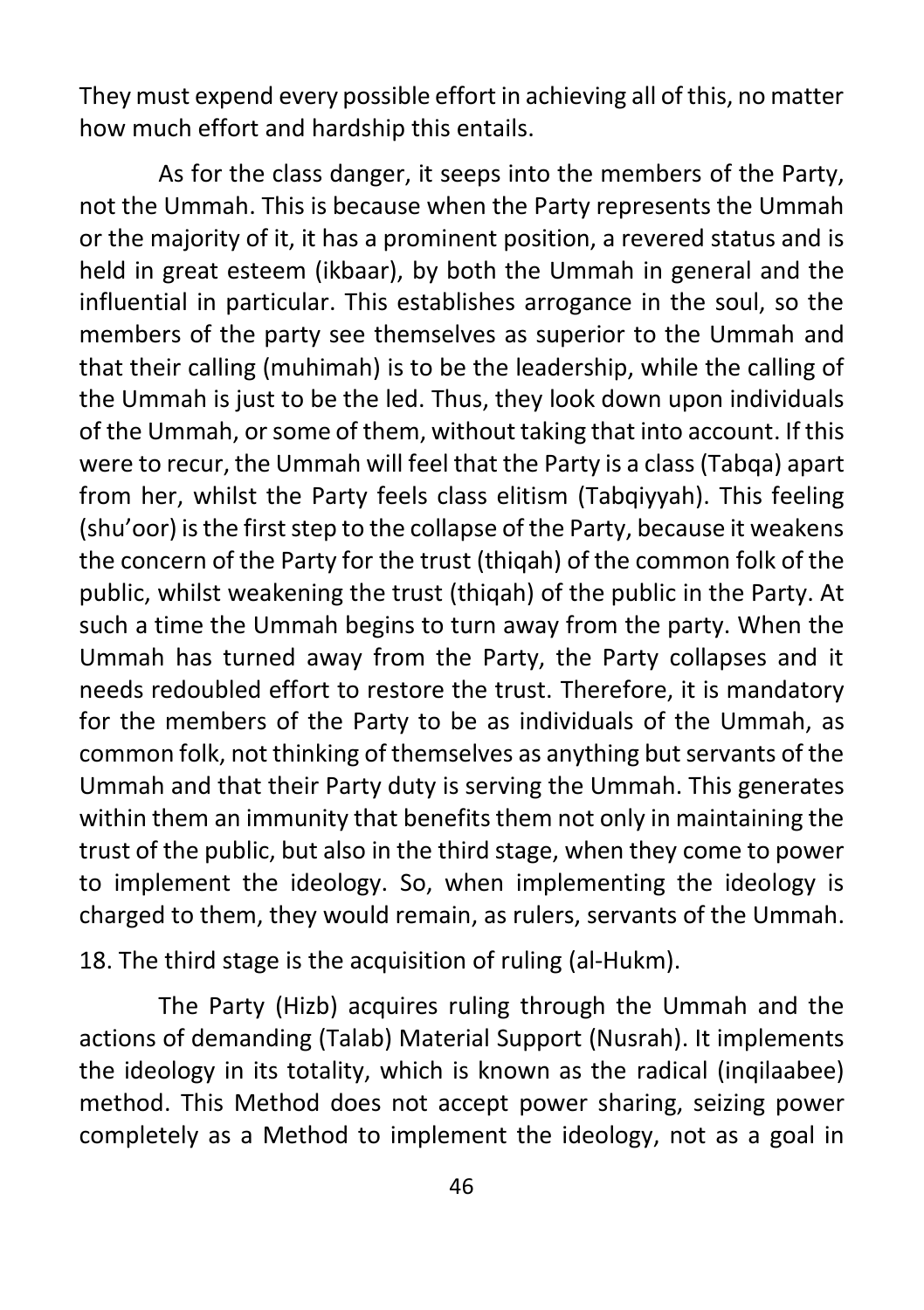They must expend every possible effort in achieving all of this, no matter how much effort and hardship this entails.

As for the class danger, it seeps into the members of the Party, not the Ummah. This is because when the Party represents the Ummah or the majority of it, it has a prominent position, a revered status and is held in great esteem (ikbaar), by both the Ummah in general and the influential in particular. This establishes arrogance in the soul, so the members of the party see themselves as superior to the Ummah and that their calling (muhimah) is to be the leadership, while the calling of the Ummah is just to be the led. Thus, they look down upon individuals of the Ummah, or some of them, without taking that into account. If this were to recur, the Ummah will feel that the Party is a class (Tabqa) apart from her, whilst the Party feels class elitism (Tabqiyyah). This feeling (shu'oor) is the first step to the collapse of the Party, because it weakens the concern of the Party for the trust (thiqah) of the common folk of the public, whilst weakening the trust (thiqah) of the public in the Party. At such a time the Ummah begins to turn away from the party. When the Ummah has turned away from the Party, the Party collapses and it needs redoubled effort to restore the trust. Therefore, it is mandatory for the members of the Party to be as individuals of the Ummah, as common folk, not thinking of themselves as anything but servants of the Ummah and that their Party duty is serving the Ummah. This generates within them an immunity that benefits them not only in maintaining the trust of the public, but also in the third stage, when they come to power to implement the ideology. So, when implementing the ideology is charged to them, they would remain, as rulers, servants of the Ummah.

18. The third stage is the acquisition of ruling (al-Hukm).

The Party (Hizb) acquires ruling through the Ummah and the actions of demanding (Talab) Material Support (Nusrah). It implements the ideology in its totality, which is known as the radical (inqilaabee) method. This Method does not accept power sharing, seizing power completely as a Method to implement the ideology, not as a goal in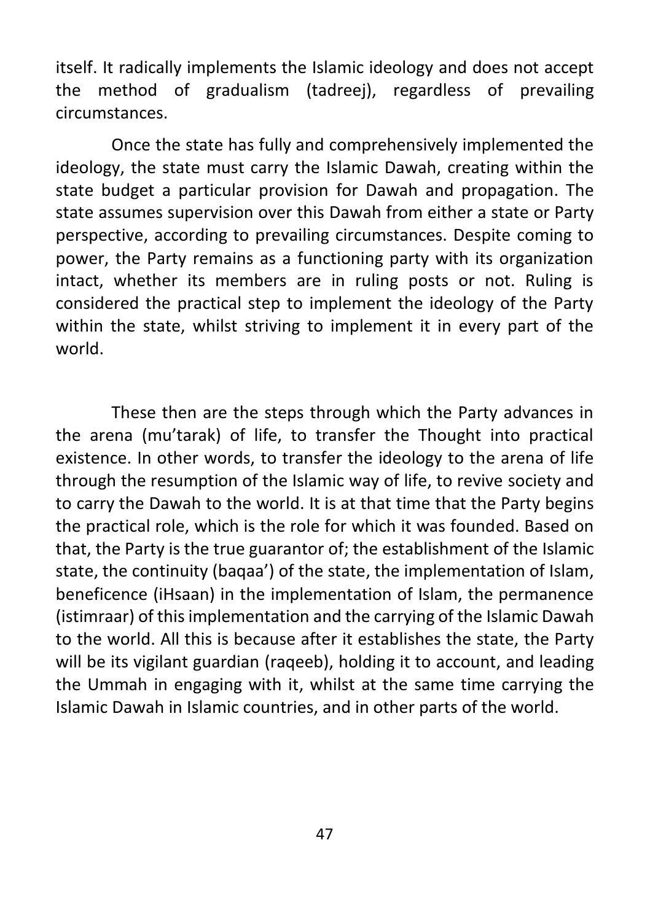itself. It radically implements the Islamic ideology and does not accept the method of gradualism (tadreej), regardless of prevailing circumstances.

Once the state has fully and comprehensively implemented the ideology, the state must carry the Islamic Dawah, creating within the state budget a particular provision for Dawah and propagation. The state assumes supervision over this Dawah from either a state or Party perspective, according to prevailing circumstances. Despite coming to power, the Party remains as a functioning party with its organization intact, whether its members are in ruling posts or not. Ruling is considered the practical step to implement the ideology of the Party within the state, whilst striving to implement it in every part of the world.

These then are the steps through which the Party advances in the arena (mu'tarak) of life, to transfer the Thought into practical existence. In other words, to transfer the ideology to the arena of life through the resumption of the Islamic way of life, to revive society and to carry the Dawah to the world. It is at that time that the Party begins the practical role, which is the role for which it was founded. Based on that, the Party is the true guarantor of; the establishment of the Islamic state, the continuity (baqaa') of the state, the implementation of Islam, beneficence (iHsaan) in the implementation of Islam, the permanence (istimraar) of this implementation and the carrying of the Islamic Dawah to the world. All this is because after it establishes the state, the Party will be its vigilant guardian (raqeeb), holding it to account, and leading the Ummah in engaging with it, whilst at the same time carrying the Islamic Dawah in Islamic countries, and in other parts of the world.